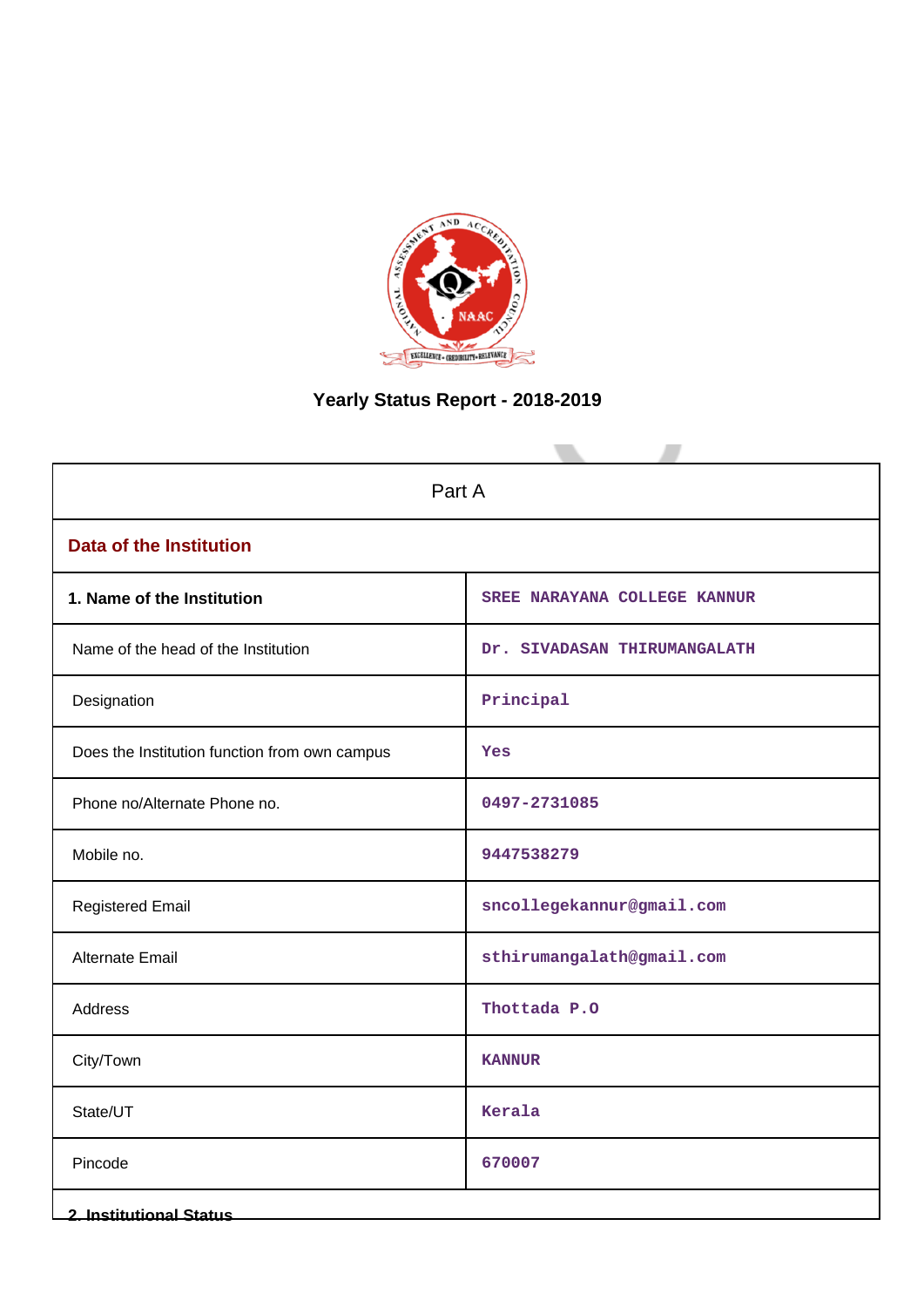# Yearly Status Report - 2018-2019

| Part A | |
|---|---|
| **Data of the Institution** | |
| **1. Name of the Institution** | SREE NARAYANA COLLEGE KANNUR |
| Name of the head of the Institution | Dr. SIVADASAN THIRUMANGALATH |
| Designation | Principal |
| Does the Institution function from own campus | Yes |
| Phone no/Alternate Phone no. | 0497-2731085 |
| Mobile no. | 9447538279 |
| Registered Email | sncollegekannur@gmail.com |
| Alternate Email | sthirumangalath@gmail.com |
| Address | Thottada P.O |
| City/Town | KANNUR |
| State/UT | Kerala |
| Pincode | 670007 |

**2. Institutional Status**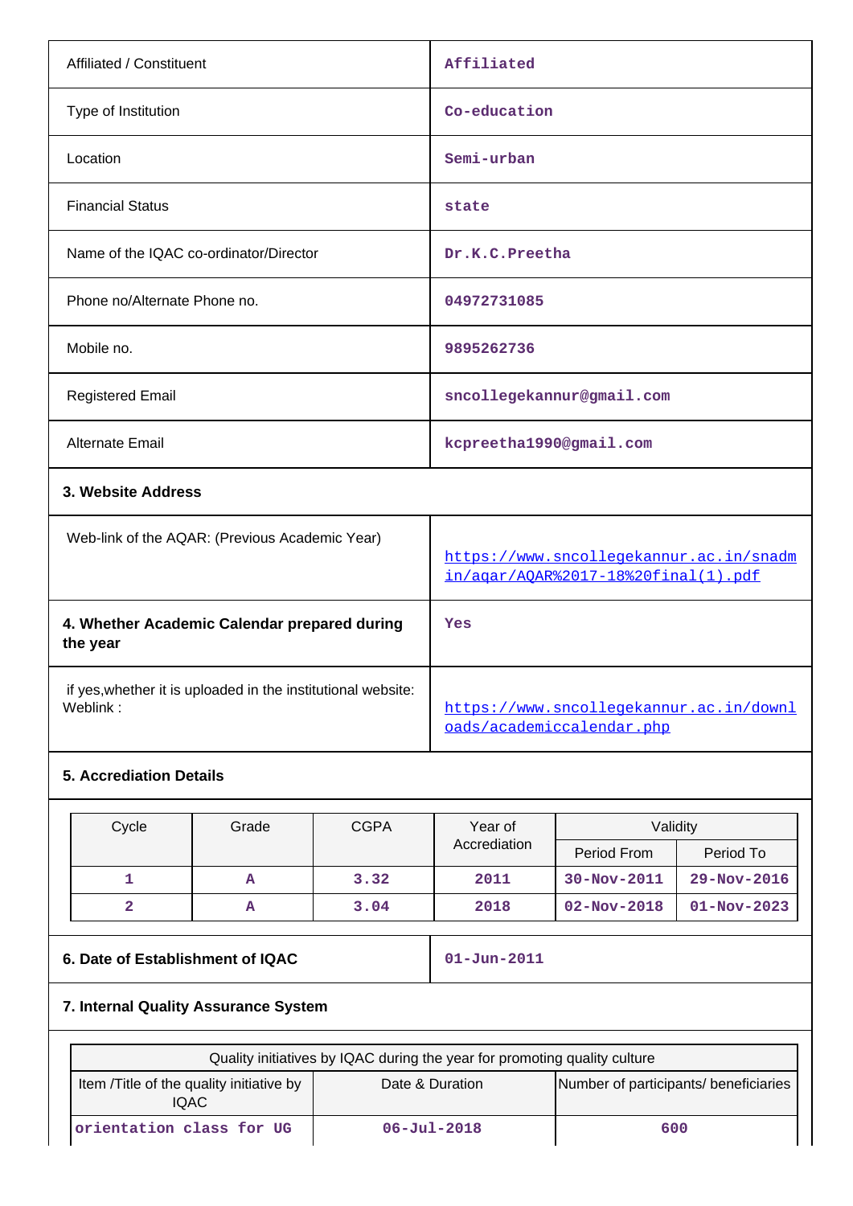| | |
|---|---|
| Affiliated / Constituent | Affiliated |
| Type of Institution | Co-education |
| Location | Semi-urban |
| Financial Status | state |
| Name of the IQAC co-ordinator/Director | Dr.K.C.Preetha |
| Phone no/Alternate Phone no. | 04972731085 |
| Mobile no. | 9895262736 |
| Registered Email | sncollegekannur@gmail.com |
| Alternate Email | kcpreetha1990@gmail.com |

**3. Website Address**

| | |
|---|---|
| Web-link of the AQAR: (Previous Academic Year) | https://www.sncollegekannur.ac.in/snadmin/aqar/AQAR%2017-18%20final(1).pdf |

| | |
|---|---|
| **4. Whether Academic Calendar prepared during the year** | Yes |
| if yes,whether it is uploaded in the institutional website: Weblink : | https://www.sncollegekannur.ac.in/downloads/academiccalendar.php |

**5. Accrediation Details**

| Cycle | Grade | CGPA | Year of Accrediation | Validity | |
|---|---|---|---|---|---|
| | | | | Period From | Period To |
| 1 | A | 3.32 | 2011 | 30-Nov-2011 | 29-Nov-2016 |
| 2 | A | 3.04 | 2018 | 02-Nov-2018 | 01-Nov-2023 |

| | |
|---|---|
| **6. Date of Establishment of IQAC** | 01-Jun-2011 |

**7. Internal Quality Assurance System**

| Quality initiatives by IQAC during the year for promoting quality culture | | |
|---|---|---|
| Item /Title of the quality initiative by IQAC | Date & Duration | Number of participants/ beneficiaries |
| orientation class for UG | 06-Jul-2018 | 600 |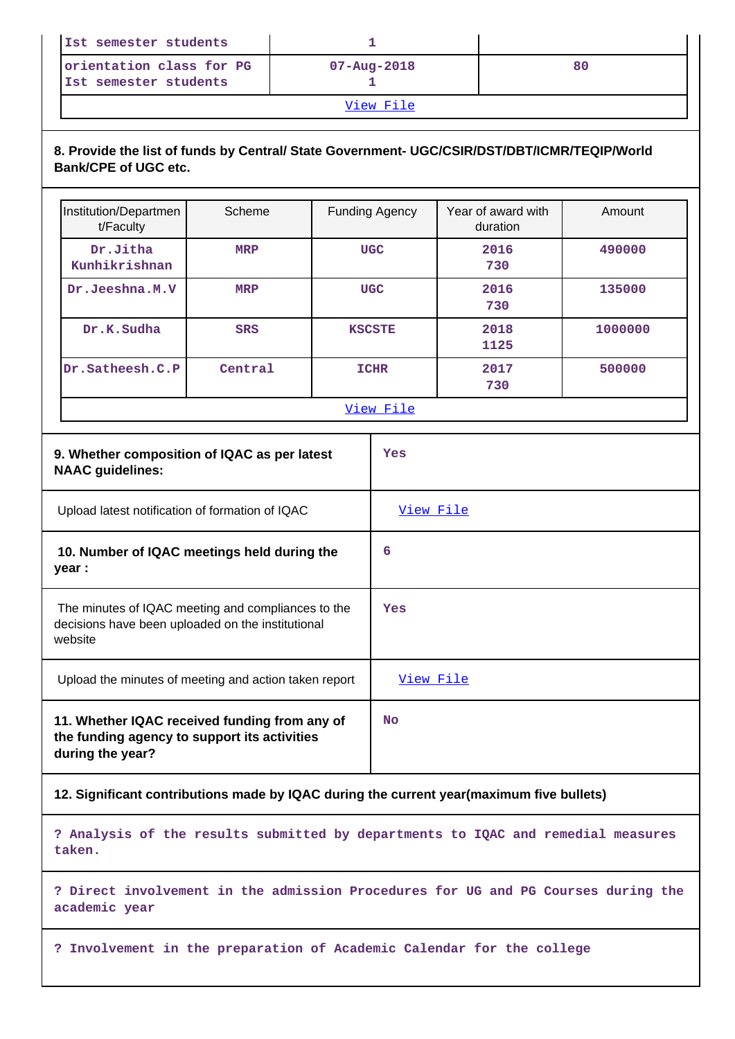| | | |
|---|---|---|
| Ist semester students | 1 | |
| orientation class for PG Ist semester students | 07-Aug-2018 1 | 80 |
| View File | | |

**8. Provide the list of funds by Central/ State Government- UGC/CSIR/DST/DBT/ICMR/TEQIP/World Bank/CPE of UGC etc.**

| Institution/Department/Faculty | Scheme | Funding Agency | Year of award with duration | Amount |
|---|---|---|---|---|
| Dr.Jitha Kunhikrishnan | MRP | UGC | 2016 730 | 490000 |
| Dr.Jeeshna.M.V | MRP | UGC | 2016 730 | 135000 |
| Dr.K.Sudha | SRS | KSCSTE | 2018 1125 | 1000000 |
| Dr.Satheesh.C.P | Central | ICHR | 2017 730 | 500000 |
| View File | | | | |

| | |
|---|---|
| **9. Whether composition of IQAC as per latest NAAC guidelines:** | Yes |
| Upload latest notification of formation of IQAC | View File |
| **10. Number of IQAC meetings held during the year :** | 6 |
| The minutes of IQAC meeting and compliances to the decisions have been uploaded on the institutional website | Yes |
| Upload the minutes of meeting and action taken report | View File |
| **11. Whether IQAC received funding from any of the funding agency to support its activities during the year?** | No |

**12. Significant contributions made by IQAC during the current year(maximum five bullets)**

? Analysis of the results submitted by departments to IQAC and remedial measures taken.

? Direct involvement in the admission Procedures for UG and PG Courses during the academic year

? Involvement in the preparation of Academic Calendar for the college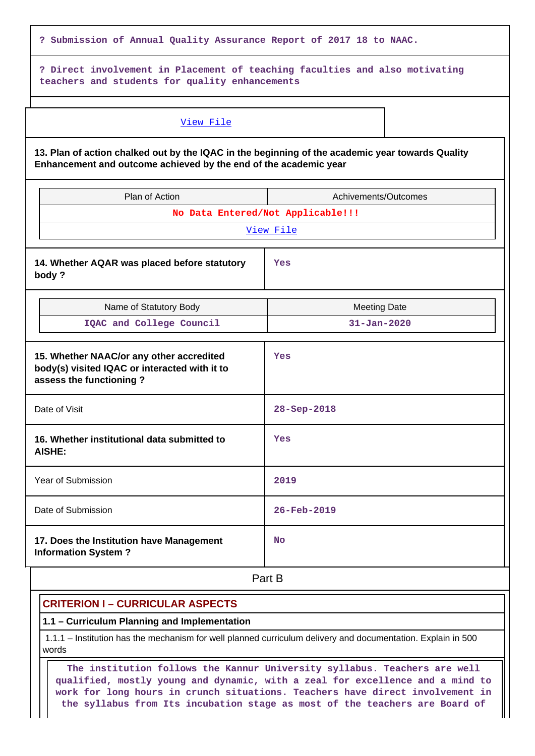? Submission of Annual Quality Assurance Report of 2017 18 to NAAC.

? Direct involvement in Placement of teaching faculties and also motivating teachers and students for quality enhancements

View File

**13. Plan of action chalked out by the IQAC in the beginning of the academic year towards Quality Enhancement and outcome achieved by the end of the academic year**

| Plan of Action | Achivements/Outcomes |
|---|---|
| No Data Entered/Not Applicable!!! | |
| View File | |

| **14. Whether AQAR was placed before statutory body ?** | Yes |
|---|---|

| Name of Statutory Body | Meeting Date |
|---|---|
| IQAC and College Council | 31-Jan-2020 |

| **15. Whether NAAC/or any other accredited body(s) visited IQAC or interacted with it to assess the functioning ?** | Yes |
|---|---|
| Date of Visit | 28-Sep-2018 |
| **16. Whether institutional data submitted to AISHE:** | Yes |
| Year of Submission | 2019 |
| Date of Submission | 26-Feb-2019 |
| **17. Does the Institution have Management Information System ?** | No |

## Part B

### CRITERION I – CURRICULAR ASPECTS

#### 1.1 – Curriculum Planning and Implementation

1.1.1 – Institution has the mechanism for well planned curriculum delivery and documentation. Explain in 500 words

The institution follows the Kannur University syllabus. Teachers are well qualified, mostly young and dynamic, with a zeal for excellence and a mind to work for long hours in crunch situations. Teachers have direct involvement in the syllabus from Its incubation stage as most of the teachers are Board of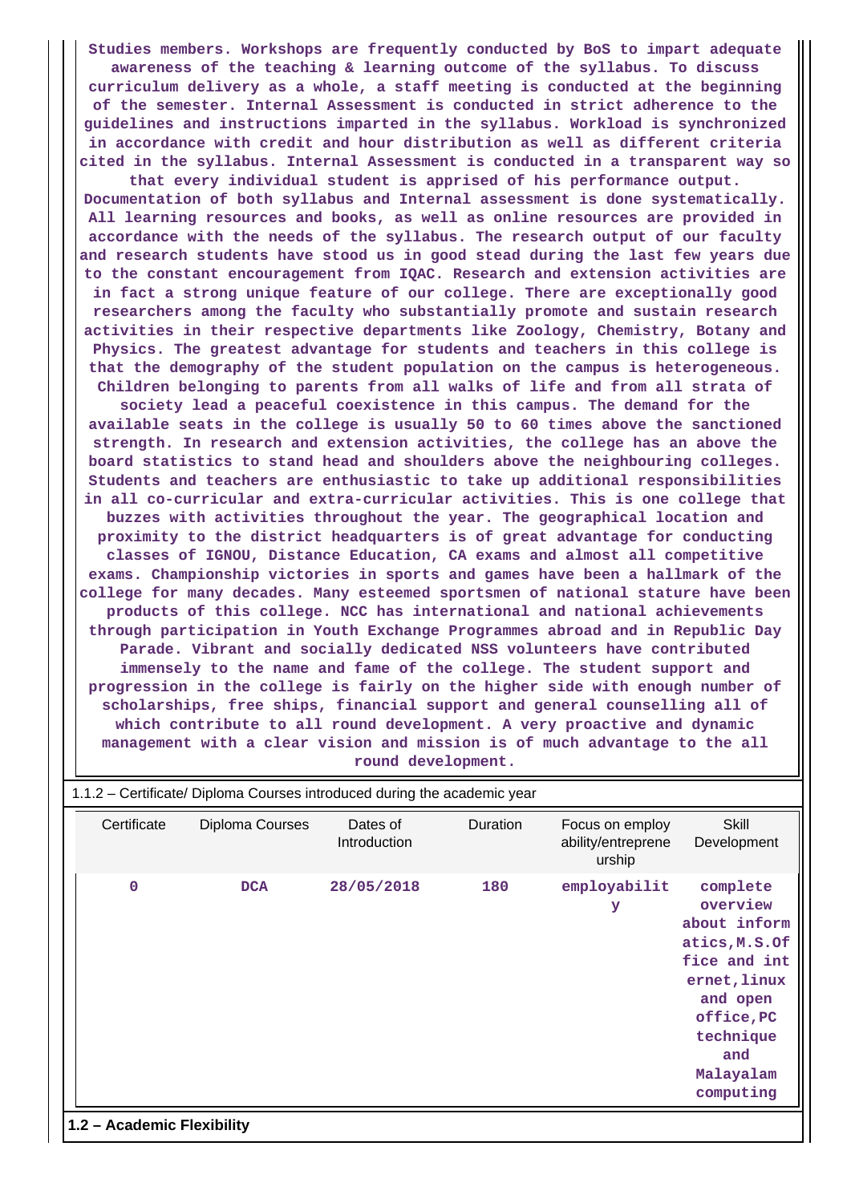**Studies members. Workshops are frequently conducted by BoS to impart adequate awareness of the teaching & learning outcome of the syllabus. To discuss curriculum delivery as a whole, a staff meeting is conducted at the beginning of the semester. Internal Assessment is conducted in strict adherence to the guidelines and instructions imparted in the syllabus. Workload is synchronized in accordance with credit and hour distribution as well as different criteria cited in the syllabus. Internal Assessment is conducted in a transparent way so that every individual student is apprised of his performance output. Documentation of both syllabus and Internal assessment is done systematically. All learning resources and books, as well as online resources are provided in accordance with the needs of the syllabus. The research output of our faculty and research students have stood us in good stead during the last few years due to the constant encouragement from IQAC. Research and extension activities are in fact a strong unique feature of our college. There are exceptionally good researchers among the faculty who substantially promote and sustain research activities in their respective departments like Zoology, Chemistry, Botany and Physics. The greatest advantage for students and teachers in this college is that the demography of the student population on the campus is heterogeneous. Children belonging to parents from all walks of life and from all strata of society lead a peaceful coexistence in this campus. The demand for the available seats in the college is usually 50 to 60 times above the sanctioned strength. In research and extension activities, the college has an above the board statistics to stand head and shoulders above the neighbouring colleges. Students and teachers are enthusiastic to take up additional responsibilities in all co-curricular and extra-curricular activities. This is one college that buzzes with activities throughout the year. The geographical location and proximity to the district headquarters is of great advantage for conducting classes of IGNOU, Distance Education, CA exams and almost all competitive exams. Championship victories in sports and games have been a hallmark of the college for many decades. Many esteemed sportsmen of national stature have been products of this college. NCC has international and national achievements through participation in Youth Exchange Programmes abroad and in Republic Day Parade. Vibrant and socially dedicated NSS volunteers have contributed immensely to the name and fame of the college. The student support and progression in the college is fairly on the higher side with enough number of scholarships, free ships, financial support and general counselling all of which contribute to all round development. A very proactive and dynamic management with a clear vision and mission is of much advantage to the all round development.**

1.1.2 – Certificate/ Diploma Courses introduced during the academic year

| Certificate | Diploma Courses | Dates of Introduction | Duration | Focus on employ ability/entreprene urship | Skill Development |
|---|---|---|---|---|---|
| 0 | DCA | 28/05/2018 | 180 | employability | complete overview about informatics,M.S.Office and internet,linux and open office,PC technique and Malayalam computing |

**1.2 – Academic Flexibility**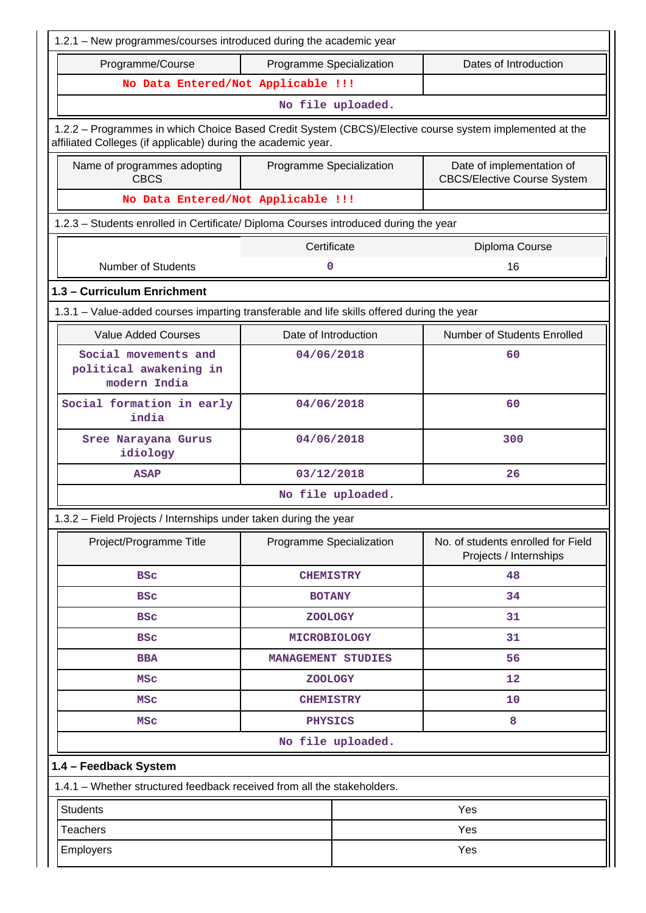1.2.1 – New programmes/courses introduced during the academic year

| Programme/Course | Programme Specialization | Dates of Introduction |
|---|---|---|
| No Data Entered/Not Applicable !!! | | |
| No file uploaded. | | |

1.2.2 – Programmes in which Choice Based Credit System (CBCS)/Elective course system implemented at the affiliated Colleges (if applicable) during the academic year.

| Name of programmes adopting CBCS | Programme Specialization | Date of implementation of CBCS/Elective Course System |
|---|---|---|
| No Data Entered/Not Applicable !!! | | |

1.2.3 – Students enrolled in Certificate/ Diploma Courses introduced during the year

| | Certificate | Diploma Course |
|---|---|---|
| Number of Students | 0 | 16 |

### 1.3 – Curriculum Enrichment

1.3.1 – Value-added courses imparting transferable and life skills offered during the year

| Value Added Courses | Date of Introduction | Number of Students Enrolled |
|---|---|---|
| Social movements and political awakening in modern India | 04/06/2018 | 60 |
| Social formation in early india | 04/06/2018 | 60 |
| Sree Narayana Gurus idiology | 04/06/2018 | 300 |
| ASAP | 03/12/2018 | 26 |
| No file uploaded. | | |

1.3.2 – Field Projects / Internships under taken during the year

| Project/Programme Title | Programme Specialization | No. of students enrolled for Field Projects / Internships |
|---|---|---|
| BSc | CHEMISTRY | 48 |
| BSc | BOTANY | 34 |
| BSc | ZOOLOGY | 31 |
| BSc | MICROBIOLOGY | 31 |
| BBA | MANAGEMENT STUDIES | 56 |
| MSc | ZOOLOGY | 12 |
| MSc | CHEMISTRY | 10 |
| MSc | PHYSICS | 8 |
| No file uploaded. | | |

### 1.4 – Feedback System

1.4.1 – Whether structured feedback received from all the stakeholders.

| | |
|---|---|
| Students | Yes |
| Teachers | Yes |
| Employers | Yes |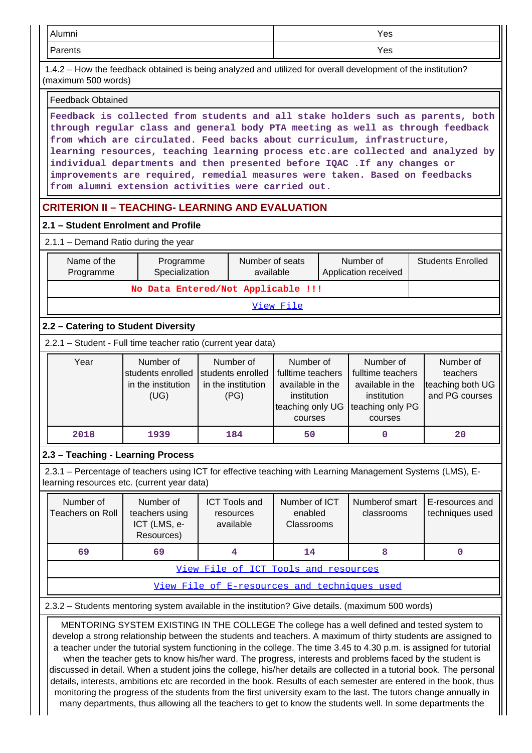| | |
|---|---|
| Alumni | Yes |
| Parents | Yes |

1.4.2 – How the feedback obtained is being analyzed and utilized for overall development of the institution? (maximum 500 words)

| Feedback Obtained |
|---|
| Feedback is collected from students and all stake holders such as parents, both through regular class and general body PTA meeting as well as through feedback from which are circulated. Feed backs about curriculum, infrastructure, learning resources, teaching learning process etc.are collected and analyzed by individual departments and then presented before IQAC .If any changes or improvements are required, remedial measures were taken. Based on feedbacks from alumni extension activities were carried out. |

## CRITERION II – TEACHING- LEARNING AND EVALUATION

### 2.1 – Student Enrolment and Profile

2.1.1 – Demand Ratio during the year

| Name of the Programme | Programme Specialization | Number of seats available | Number of Application received | Students Enrolled |
|---|---|---|---|---|
| No Data Entered/Not Applicable !!! | | | | |
| View File | | | | |

### 2.2 – Catering to Student Diversity

2.2.1 – Student - Full time teacher ratio (current year data)

| Year | Number of students enrolled in the institution (UG) | Number of students enrolled in the institution (PG) | Number of fulltime teachers available in the institution teaching only UG courses | Number of fulltime teachers available in the institution teaching only PG courses | Number of teachers teaching both UG and PG courses |
|---|---|---|---|---|---|
| 2018 | 1939 | 184 | 50 | 0 | 20 |

### 2.3 – Teaching - Learning Process

2.3.1 – Percentage of teachers using ICT for effective teaching with Learning Management Systems (LMS), E-learning resources etc. (current year data)

| Number of Teachers on Roll | Number of teachers using ICT (LMS, e-Resources) | ICT Tools and resources available | Number of ICT enabled Classrooms | Numberof smart classrooms | E-resources and techniques used |
|---|---|---|---|---|---|
| 69 | 69 | 4 | 14 | 8 | 0 |
| View File of ICT Tools and resources | | | | | |
| View File of E-resources and techniques used | | | | | |

2.3.2 – Students mentoring system available in the institution? Give details. (maximum 500 words)

MENTORING SYSTEM EXISTING IN THE COLLEGE The college has a well defined and tested system to develop a strong relationship between the students and teachers. A maximum of thirty students are assigned to a teacher under the tutorial system functioning in the college. The time 3.45 to 4.30 p.m. is assigned for tutorial when the teacher gets to know his/her ward. The progress, interests and problems faced by the student is discussed in detail. When a student joins the college, his/her details are collected in a tutorial book. The personal details, interests, ambitions etc are recorded in the book. Results of each semester are entered in the book, thus monitoring the progress of the students from the first university exam to the last. The tutors change annually in many departments, thus allowing all the teachers to get to know the students well. In some departments the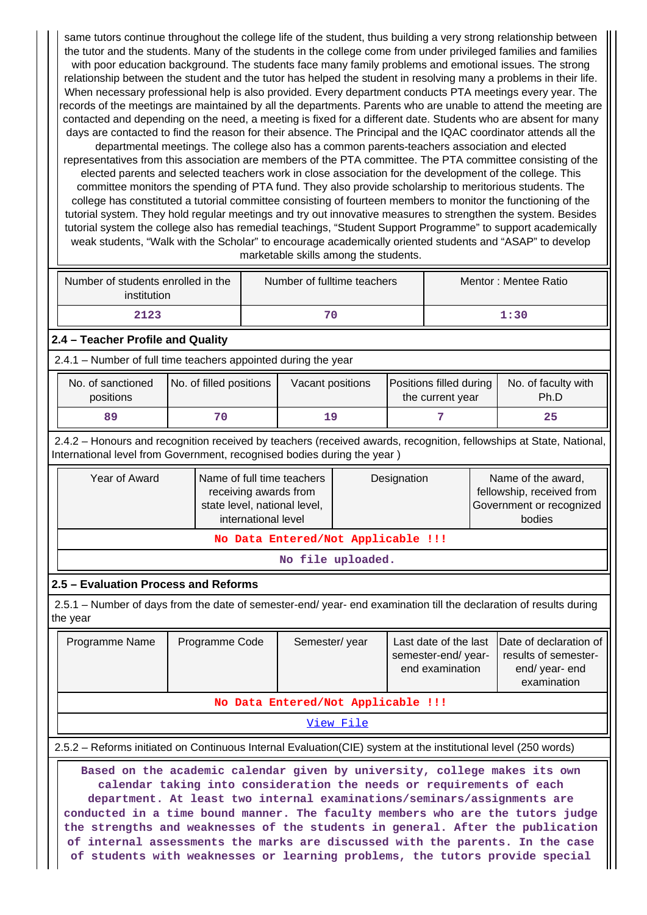same tutors continue throughout the college life of the student, thus building a very strong relationship between the tutor and the students. Many of the students in the college come from under privileged families and families with poor education background. The students face many family problems and emotional issues. The strong relationship between the student and the tutor has helped the student in resolving many a problems in their life. When necessary professional help is also provided. Every department conducts PTA meetings every year. The records of the meetings are maintained by all the departments. Parents who are unable to attend the meeting are contacted and depending on the need, a meeting is fixed for a different date. Students who are absent for many days are contacted to find the reason for their absence. The Principal and the IQAC coordinator attends all the departmental meetings. The college also has a common parents-teachers association and elected representatives from this association are members of the PTA committee. The PTA committee consisting of the elected parents and selected teachers work in close association for the development of the college. This committee monitors the spending of PTA fund. They also provide scholarship to meritorious students. The college has constituted a tutorial committee consisting of fourteen members to monitor the functioning of the tutorial system. They hold regular meetings and try out innovative measures to strengthen the system. Besides tutorial system the college also has remedial teachings, “Student Support Programme” to support academically weak students, “Walk with the Scholar” to encourage academically oriented students and “ASAP” to develop marketable skills among the students.

| Number of students enrolled in the institution | Number of fulltime teachers | Mentor : Mentee Ratio |
|---|---|---|
| 2123 | 70 | 1:30 |

## 2.4 – Teacher Profile and Quality

2.4.1 – Number of full time teachers appointed during the year

| No. of sanctioned positions | No. of filled positions | Vacant positions | Positions filled during the current year | No. of faculty with Ph.D |
|---|---|---|---|---|
| 89 | 70 | 19 | 7 | 25 |

2.4.2 – Honours and recognition received by teachers (received awards, recognition, fellowships at State, National, International level from Government, recognised bodies during the year )

| Year of Award | Name of full time teachers receiving awards from state level, national level, international level | Designation | Name of the award, fellowship, received from Government or recognized bodies |
|---|---|---|---|
| No Data Entered/Not Applicable !!! | | | |
| No file uploaded. | | | |

## 2.5 – Evaluation Process and Reforms

2.5.1 – Number of days from the date of semester-end/ year- end examination till the declaration of results during the year

| Programme Name | Programme Code | Semester/ year | Last date of the last semester-end/ year- end examination | Date of declaration of results of semester- end/ year- end examination |
|---|---|---|---|---|
| No Data Entered/Not Applicable !!! | | | | |
| View File | | | | |

2.5.2 – Reforms initiated on Continuous Internal Evaluation(CIE) system at the institutional level (250 words)

**Based on the academic calendar given by university, college makes its own calendar taking into consideration the needs or requirements of each department. At least two internal examinations/seminars/assignments are conducted in a time bound manner. The faculty members who are the tutors judge the strengths and weaknesses of the students in general. After the publication of internal assessments the marks are discussed with the parents. In the case of students with weaknesses or learning problems, the tutors provide special**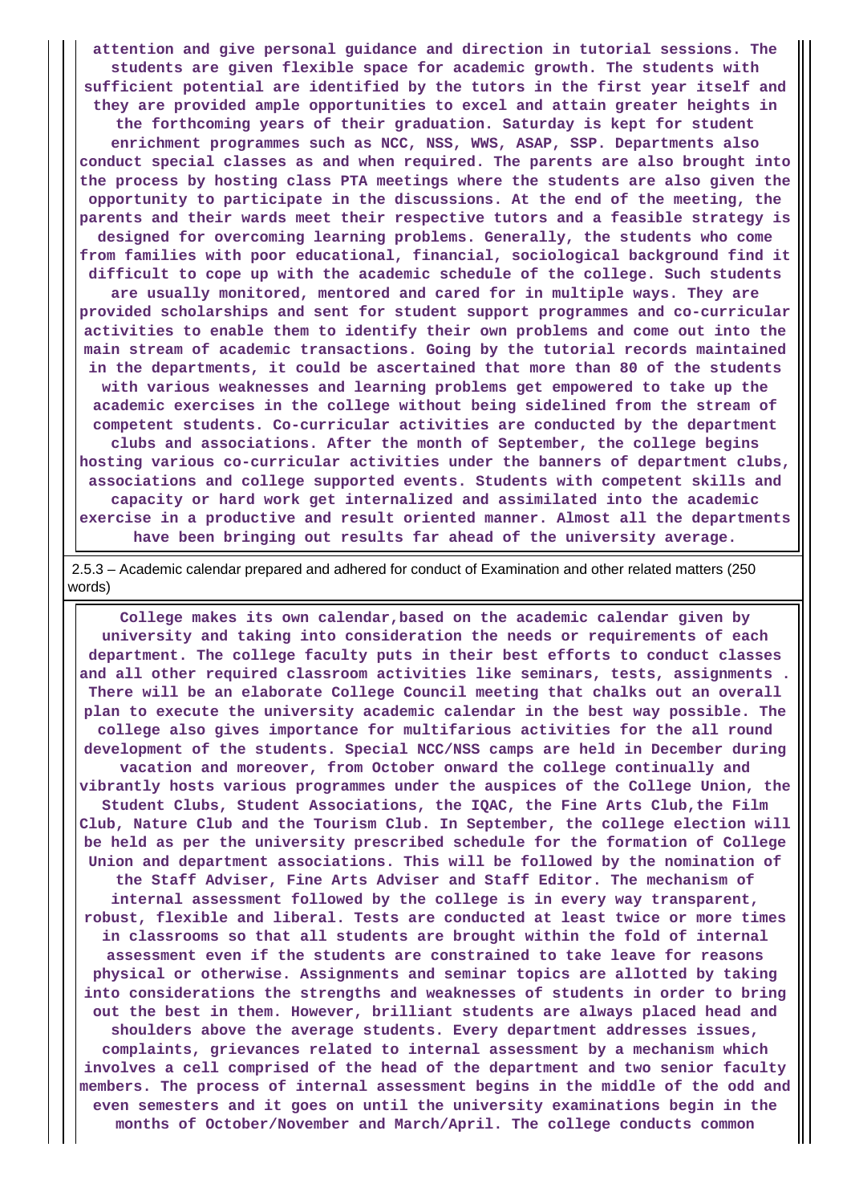**attention and give personal guidance and direction in tutorial sessions. The students are given flexible space for academic growth. The students with sufficient potential are identified by the tutors in the first year itself and they are provided ample opportunities to excel and attain greater heights in the forthcoming years of their graduation. Saturday is kept for student enrichment programmes such as NCC, NSS, WWS, ASAP, SSP. Departments also conduct special classes as and when required. The parents are also brought into the process by hosting class PTA meetings where the students are also given the opportunity to participate in the discussions. At the end of the meeting, the parents and their wards meet their respective tutors and a feasible strategy is designed for overcoming learning problems. Generally, the students who come from families with poor educational, financial, sociological background find it difficult to cope up with the academic schedule of the college. Such students are usually monitored, mentored and cared for in multiple ways. They are provided scholarships and sent for student support programmes and co-curricular activities to enable them to identify their own problems and come out into the main stream of academic transactions. Going by the tutorial records maintained in the departments, it could be ascertained that more than 80 of the students with various weaknesses and learning problems get empowered to take up the academic exercises in the college without being sidelined from the stream of competent students. Co-curricular activities are conducted by the department clubs and associations. After the month of September, the college begins hosting various co-curricular activities under the banners of department clubs, associations and college supported events. Students with competent skills and capacity or hard work get internalized and assimilated into the academic exercise in a productive and result oriented manner. Almost all the departments have been bringing out results far ahead of the university average.**

2.5.3 – Academic calendar prepared and adhered for conduct of Examination and other related matters (250 words)

**College makes its own calendar,based on the academic calendar given by university and taking into consideration the needs or requirements of each department. The college faculty puts in their best efforts to conduct classes and all other required classroom activities like seminars, tests, assignments . There will be an elaborate College Council meeting that chalks out an overall plan to execute the university academic calendar in the best way possible. The college also gives importance for multifarious activities for the all round development of the students. Special NCC/NSS camps are held in December during vacation and moreover, from October onward the college continually and vibrantly hosts various programmes under the auspices of the College Union, the Student Clubs, Student Associations, the IQAC, the Fine Arts Club,the Film Club, Nature Club and the Tourism Club. In September, the college election will be held as per the university prescribed schedule for the formation of College Union and department associations. This will be followed by the nomination of the Staff Adviser, Fine Arts Adviser and Staff Editor. The mechanism of internal assessment followed by the college is in every way transparent, robust, flexible and liberal. Tests are conducted at least twice or more times in classrooms so that all students are brought within the fold of internal assessment even if the students are constrained to take leave for reasons physical or otherwise. Assignments and seminar topics are allotted by taking into considerations the strengths and weaknesses of students in order to bring out the best in them. However, brilliant students are always placed head and shoulders above the average students. Every department addresses issues, complaints, grievances related to internal assessment by a mechanism which involves a cell comprised of the head of the department and two senior faculty members. The process of internal assessment begins in the middle of the odd and even semesters and it goes on until the university examinations begin in the months of October/November and March/April. The college conducts common**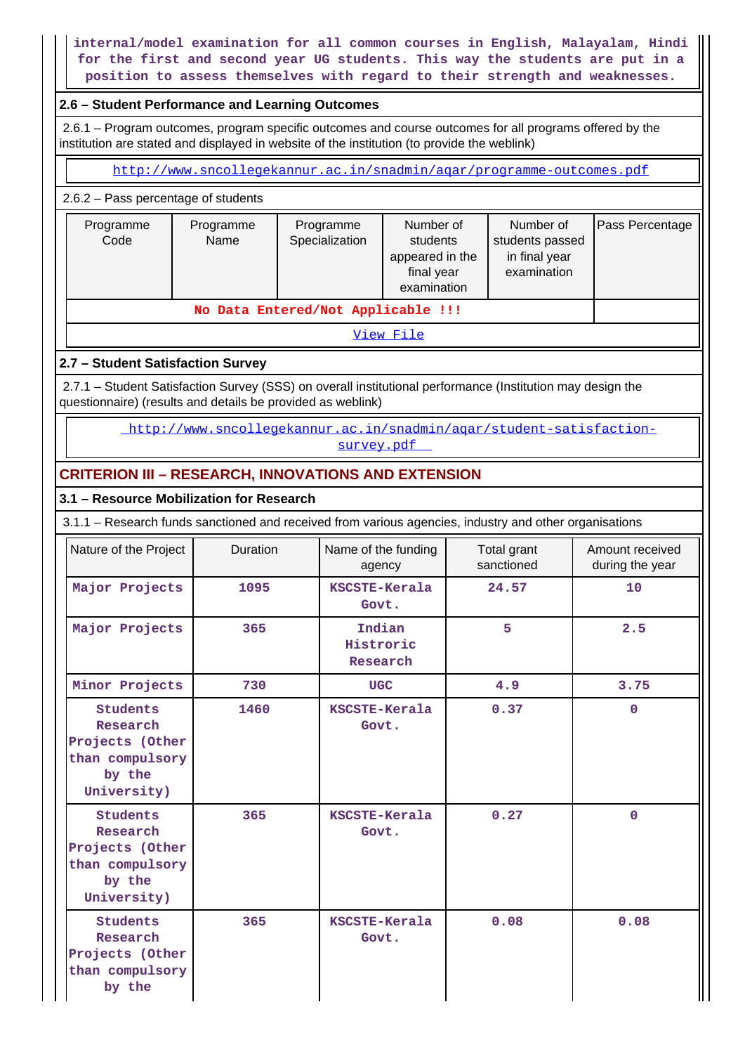internal/model examination for all common courses in English, Malayalam, Hindi for the first and second year UG students. This way the students are put in a position to assess themselves with regard to their strength and weaknesses.

### 2.6 – Student Performance and Learning Outcomes

2.6.1 – Program outcomes, program specific outcomes and course outcomes for all programs offered by the institution are stated and displayed in website of the institution (to provide the weblink)

http://www.sncollegekannur.ac.in/snadmin/aqar/programme-outcomes.pdf

2.6.2 – Pass percentage of students

| Programme Code | Programme Name | Programme Specialization | Number of students appeared in the final year examination | Number of students passed in final year examination | Pass Percentage |
|---|---|---|---|---|---|
| No Data Entered/Not Applicable !!! | | | | | |

View File

### 2.7 – Student Satisfaction Survey

2.7.1 – Student Satisfaction Survey (SSS) on overall institutional performance (Institution may design the questionnaire) (results and details be provided as weblink)

http://www.sncollegekannur.ac.in/snadmin/aqar/student-satisfaction-survey.pdf

## CRITERION III – RESEARCH, INNOVATIONS AND EXTENSION

### 3.1 – Resource Mobilization for Research

3.1.1 – Research funds sanctioned and received from various agencies, industry and other organisations

| Nature of the Project | Duration | Name of the funding agency | Total grant sanctioned | Amount received during the year |
|---|---|---|---|---|
| Major Projects | 1095 | KSCSTE-Kerala Govt. | 24.57 | 10 |
| Major Projects | 365 | Indian Histroric Research | 5 | 2.5 |
| Minor Projects | 730 | UGC | 4.9 | 3.75 |
| Students Research Projects (Other than compulsory by the University) | 1460 | KSCSTE-Kerala Govt. | 0.37 | 0 |
| Students Research Projects (Other than compulsory by the University) | 365 | KSCSTE-Kerala Govt. | 0.27 | 0 |
| Students Research Projects (Other than compulsory by the | 365 | KSCSTE-Kerala Govt. | 0.08 | 0.08 |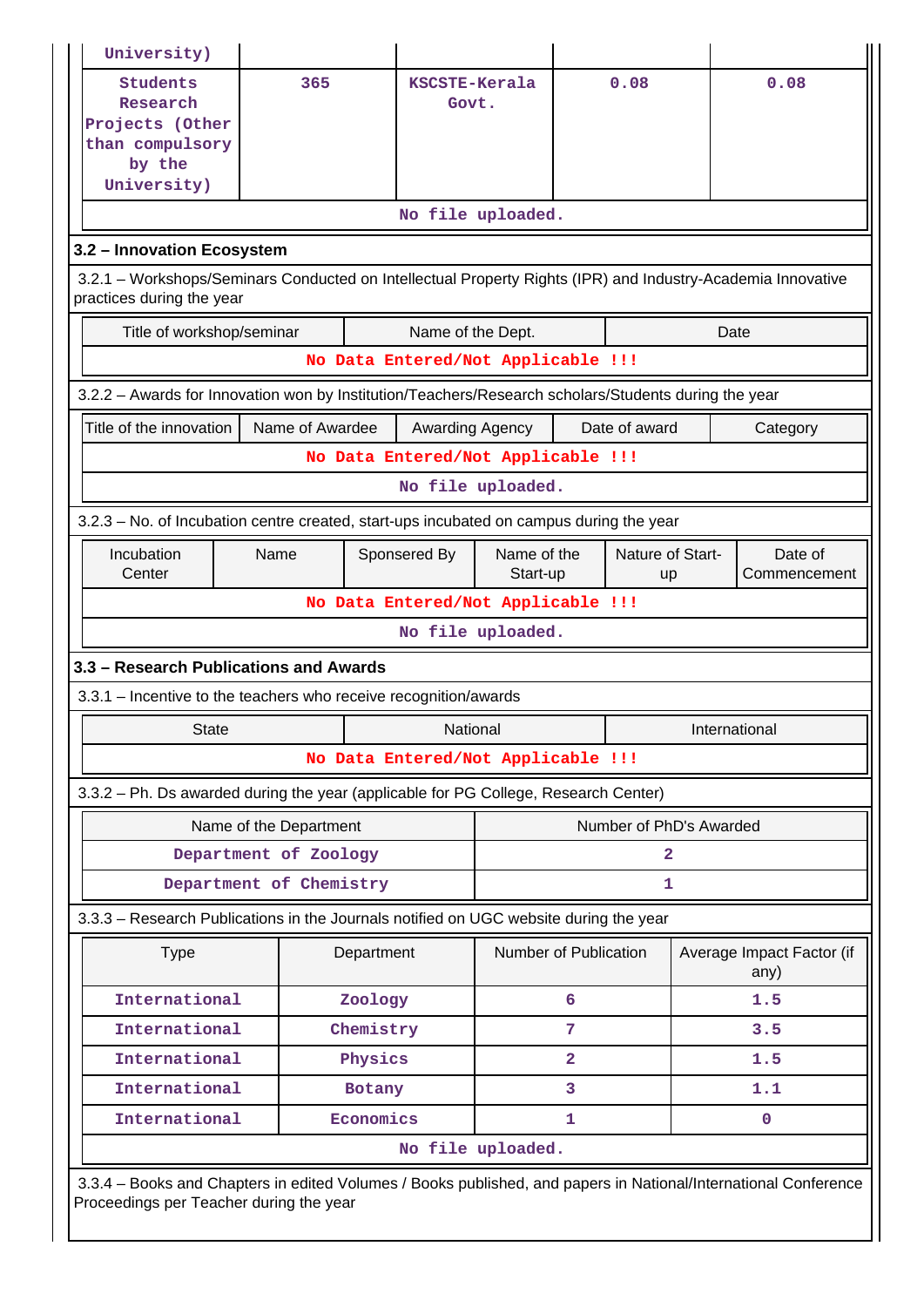| University) | | | | |
|---|---|---|---|---|
| Students Research Projects (Other than compulsory by the University) | 365 | KSCSTE-Kerala Govt. | 0.08 | 0.08 |
| No file uploaded. | | | | |

### 3.2 – Innovation Ecosystem

3.2.1 – Workshops/Seminars Conducted on Intellectual Property Rights (IPR) and Industry-Academia Innovative practices during the year

| Title of workshop/seminar | Name of the Dept. | Date |
|---|---|---|
| No Data Entered/Not Applicable !!! | | |

3.2.2 – Awards for Innovation won by Institution/Teachers/Research scholars/Students during the year

| Title of the innovation | Name of Awardee | Awarding Agency | Date of award | Category |
|---|---|---|---|---|
| No Data Entered/Not Applicable !!! | | | | |
| No file uploaded. | | | | |

3.2.3 – No. of Incubation centre created, start-ups incubated on campus during the year

| Incubation Center | Name | Sponsered By | Name of the Start-up | Nature of Start-up | Date of Commencement |
|---|---|---|---|---|---|
| No Data Entered/Not Applicable !!! | | | | | |
| No file uploaded. | | | | | |

### 3.3 – Research Publications and Awards

3.3.1 – Incentive to the teachers who receive recognition/awards

| State | National | International |
|---|---|---|
| No Data Entered/Not Applicable !!! | | |

3.3.2 – Ph. Ds awarded during the year (applicable for PG College, Research Center)

| Name of the Department | Number of PhD's Awarded |
|---|---|
| Department of Zoology | 2 |
| Department of Chemistry | 1 |

3.3.3 – Research Publications in the Journals notified on UGC website during the year

| Type | Department | Number of Publication | Average Impact Factor (if any) |
|---|---|---|---|
| International | Zoology | 6 | 1.5 |
| International | Chemistry | 7 | 3.5 |
| International | Physics | 2 | 1.5 |
| International | Botany | 3 | 1.1 |
| International | Economics | 1 | 0 |
| No file uploaded. | | | |

3.3.4 – Books and Chapters in edited Volumes / Books published, and papers in National/International Conference Proceedings per Teacher during the year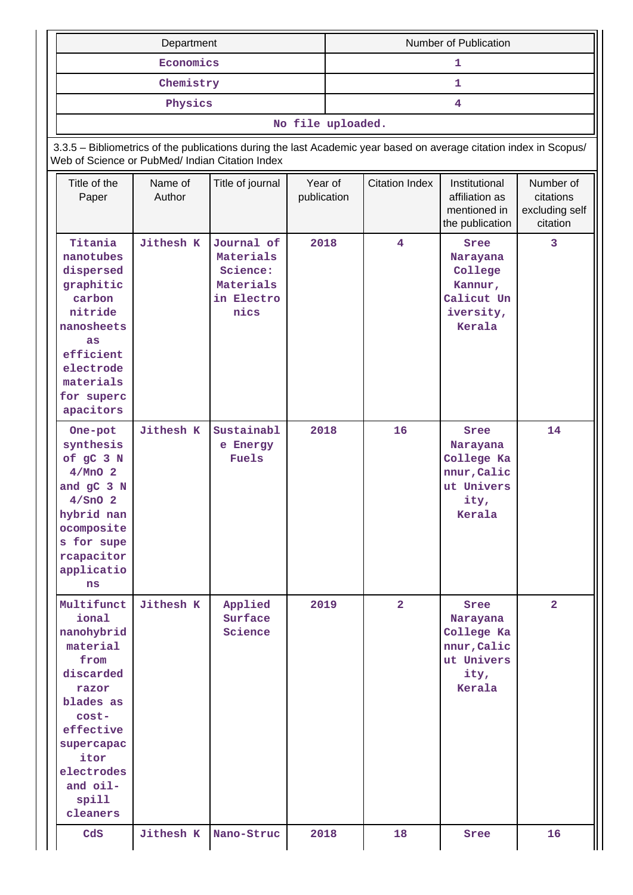| Department | Number of Publication |
|---|---|
| Economics | 1 |
| Chemistry | 1 |
| Physics | 4 |
| No file uploaded. | |

3.3.5 – Bibliometrics of the publications during the last Academic year based on average citation index in Scopus/ Web of Science or PubMed/ Indian Citation Index

| Title of the Paper | Name of Author | Title of journal | Year of publication | Citation Index | Institutional affiliation as mentioned in the publication | Number of citations excluding self citation |
|---|---|---|---|---|---|---|
| Titania nanotubes dispersed graphitic carbon nitride nanosheets as efficient electrode materials for supercapacitors | Jithesh K | Journal of Materials Science: Materials in Electronics | 2018 | 4 | Sree Narayana College Kannur, Calicut University, Kerala | 3 |
| One-pot synthesis of gC 3 N 4/MnO 2 and gC 3 N 4/SnO 2 hybrid nanocomposites for supercapacitor applications | Jithesh K | Sustainable Energy Fuels | 2018 | 16 | Sree Narayana College Kannur,Calicut University, Kerala | 14 |
| Multifunctional nanohybrid material from discarded razor blades as cost-effective supercapacitor electrodes and oil-spill cleaners | Jithesh K | Applied Surface Science | 2019 | 2 | Sree Narayana College Kannur,Calicut University, Kerala | 2 |
| CdS | Jithesh K | Nano-Struc | 2018 | 18 | Sree | 16 |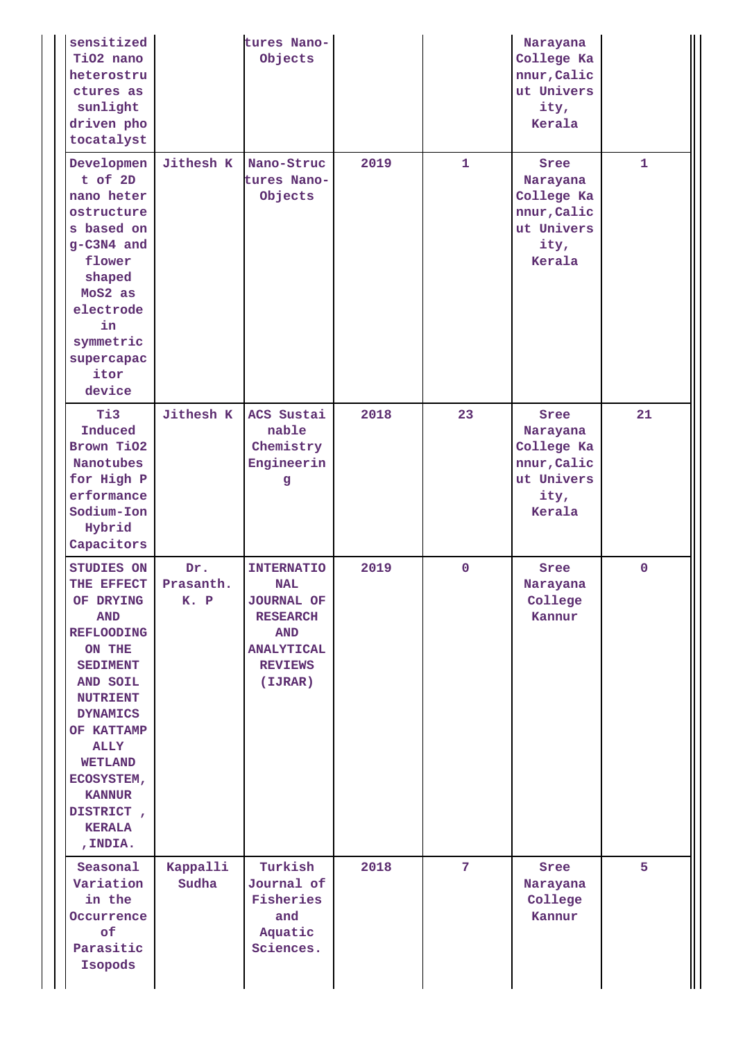| sensitized $TiO_2$ nano heterostructures as sunlight driven photocatalyst | | tures Nano-Objects | | | Narayana College Kannur,Calicut University, Kerala | |
|---|---|---|---|---|---|---|
| Development of 2D nano heterostructures based on g-$C_3N_4$ and flower shaped $MoS_2$ as electrode in symmetric supercapacitor device | Jithesh K | Nano-Structures Nano-Objects | 2019 | 1 | Sree Narayana College Kannur,Calicut University, Kerala | 1 |
| Ti3 Induced Brown $TiO_2$ Nanotubes for High Performance Sodium-Ion Hybrid Capacitors | Jithesh K | ACS Sustainable Chemistry Engineering | 2018 | 23 | Sree Narayana College Kannur,Calicut University, Kerala | 21 |
| STUDIES ON THE EFFECT OF DRYING AND REFLOODING ON THE SEDIMENT AND SOIL NUTRIENT DYNAMICS OF KATTAMPALLY WETLAND ECOSYSTEM, KANNUR DISTRICT , KERALA ,INDIA. | Dr. Prasanth. K. P | INTERNATIONAL JOURNAL OF RESEARCH AND ANALYTICAL REVIEWS (IJRAR) | 2019 | 0 | Sree Narayana College Kannur | 0 |
| Seasonal Variation in the Occurrence of Parasitic Isopods | Kappalli Sudha | Turkish Journal of Fisheries and Aquatic Sciences. | 2018 | 7 | Sree Narayana College Kannur | 5 |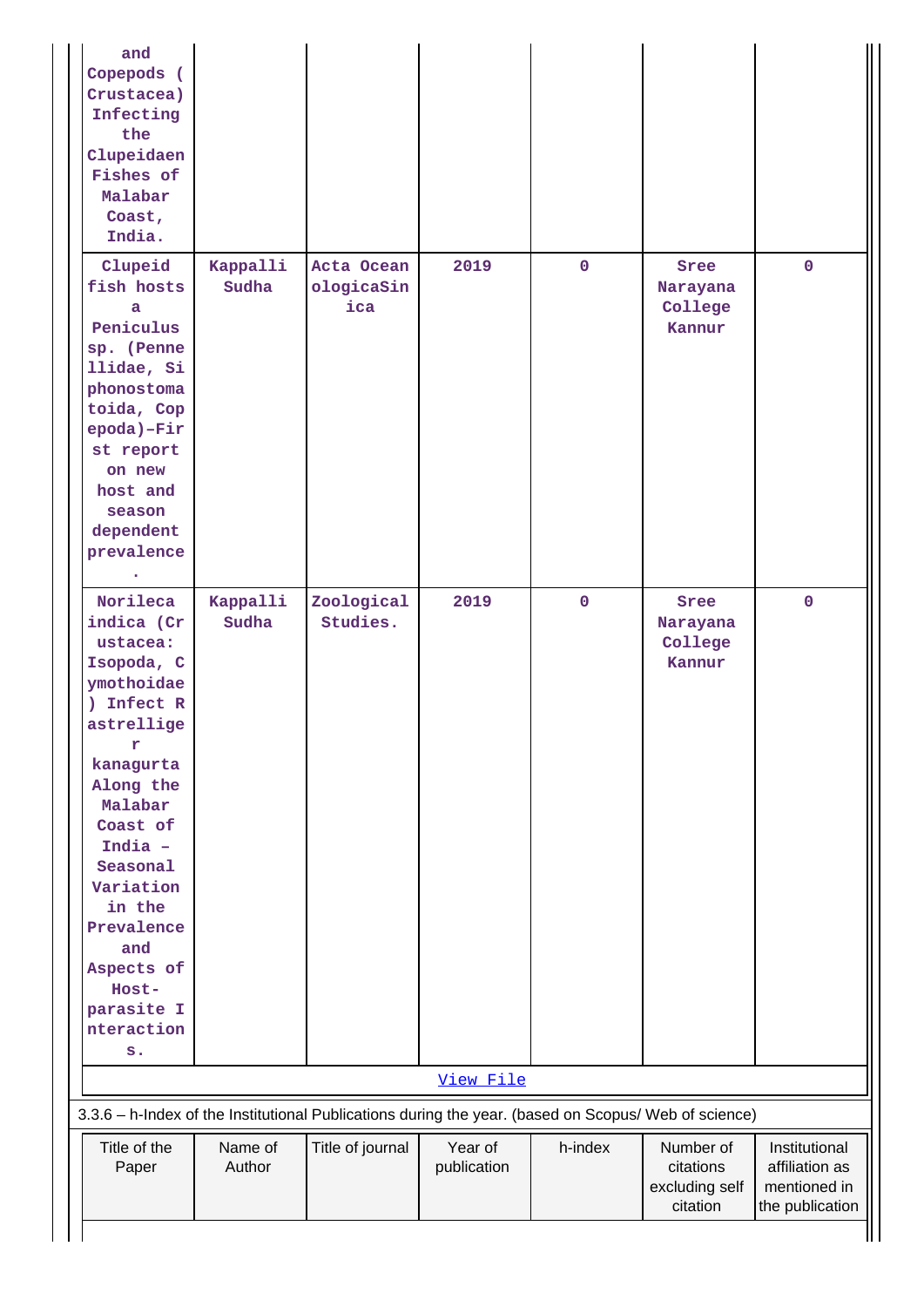| | | | | | | |
|---|---|---|---|---|---|---|
| and Copepods ( Crustacea) Infecting the Clupeidaen Fishes of Malabar Coast, India. | | | | | | |
| Clupeid fish hosts a Peniculus sp. (Pennellidae, Siphonostomatoida, Copepoda)–First report on new host and season dependent prevalence. | Kappalli Sudha | Acta OceanologicaSinica | 2019 | 0 | Sree Narayana College Kannur | 0 |
| Norileca indica (Crustacea: Isopoda, Cymothoidae) Infect Rastrelliger kanagurta Along the Malabar Coast of India – Seasonal Variation in the Prevalence and Aspects of Host-parasite Interactions. | Kappalli Sudha | Zoological Studies. | 2019 | 0 | Sree Narayana College Kannur | 0 |

[View File]

3.3.6 – h-Index of the Institutional Publications during the year. (based on Scopus/ Web of science)

| Title of the Paper | Name of Author | Title of journal | Year of publication | h-index | Number of citations excluding self citation | Institutional affiliation as mentioned in the publication |
|---|---|---|---|---|---|---|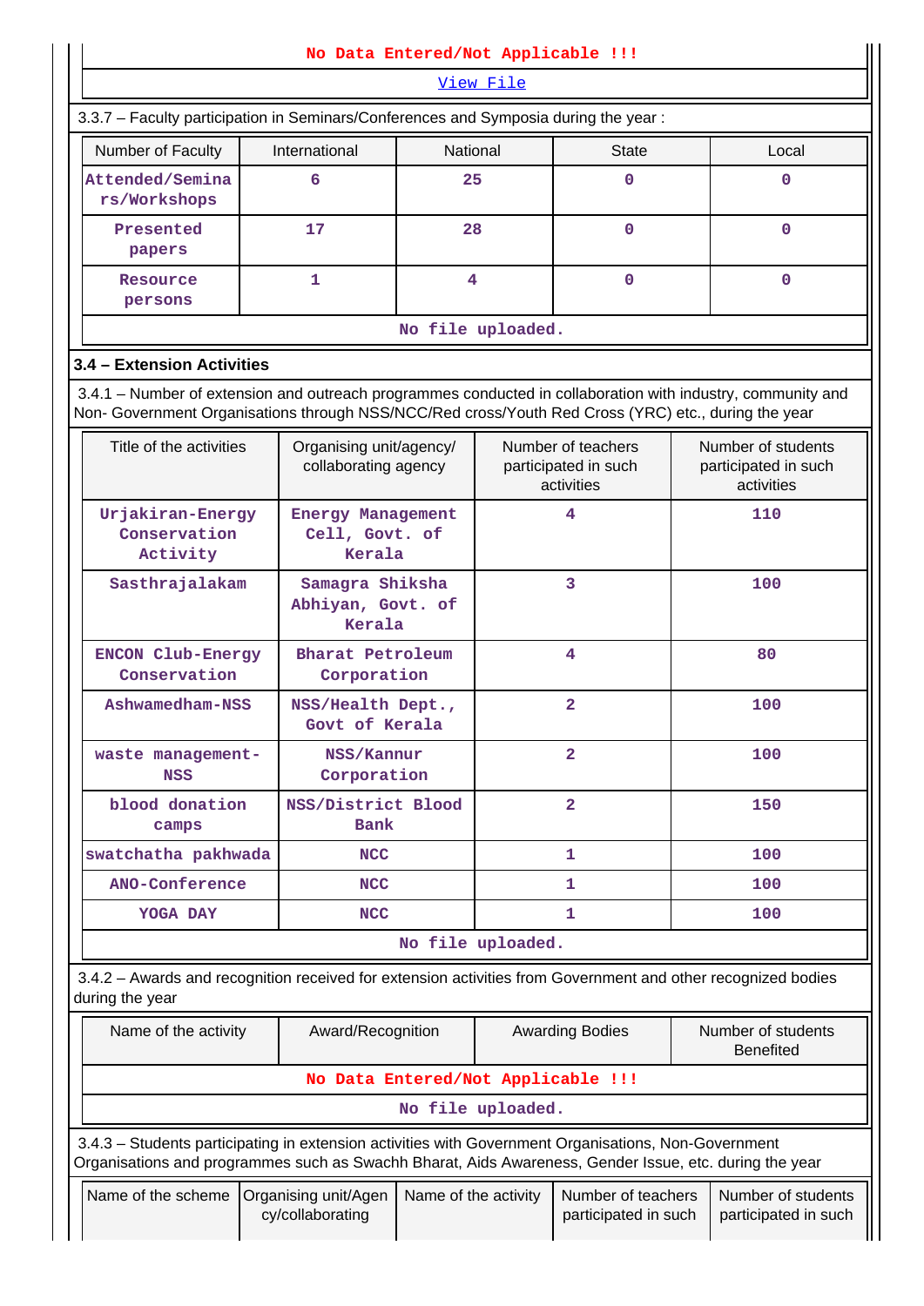No Data Entered/Not Applicable !!!

View File

3.3.7 – Faculty participation in Seminars/Conferences and Symposia during the year :

| Number of Faculty | International | National | State | Local |
|---|---|---|---|---|
| Attended/Seminars/Workshops | 6 | 25 | 0 | 0 |
| Presented papers | 17 | 28 | 0 | 0 |
| Resource persons | 1 | 4 | 0 | 0 |

No file uploaded.

### 3.4 – Extension Activities

3.4.1 – Number of extension and outreach programmes conducted in collaboration with industry, community and Non- Government Organisations through NSS/NCC/Red cross/Youth Red Cross (YRC) etc., during the year

| Title of the activities | Organising unit/agency/ collaborating agency | Number of teachers participated in such activities | Number of students participated in such activities |
|---|---|---|---|
| Urjakiran-Energy Conservation Activity | Energy Management Cell, Govt. of Kerala | 4 | 110 |
| Sasthrajalakam | Samagra Shiksha Abhiyan, Govt. of Kerala | 3 | 100 |
| ENCON Club-Energy Conservation | Bharat Petroleum Corporation | 4 | 80 |
| Ashwamedham-NSS | NSS/Health Dept., Govt of Kerala | 2 | 100 |
| waste management-NSS | NSS/Kannur Corporation | 2 | 100 |
| blood donation camps | NSS/District Blood Bank | 2 | 150 |
| swatchatha pakhwada | NCC | 1 | 100 |
| ANO-Conference | NCC | 1 | 100 |
| YOGA DAY | NCC | 1 | 100 |

No file uploaded.

3.4.2 – Awards and recognition received for extension activities from Government and other recognized bodies during the year

| Name of the activity | Award/Recognition | Awarding Bodies | Number of students Benefited |
|---|---|---|---|
| No Data Entered/Not Applicable !!! | | | |

No file uploaded.

3.4.3 – Students participating in extension activities with Government Organisations, Non-Government Organisations and programmes such as Swachh Bharat, Aids Awareness, Gender Issue, etc. during the year

| Name of the scheme | Organising unit/Agency/collaborating | Name of the activity | Number of teachers participated in such | Number of students participated in such |
|---|---|---|---|---|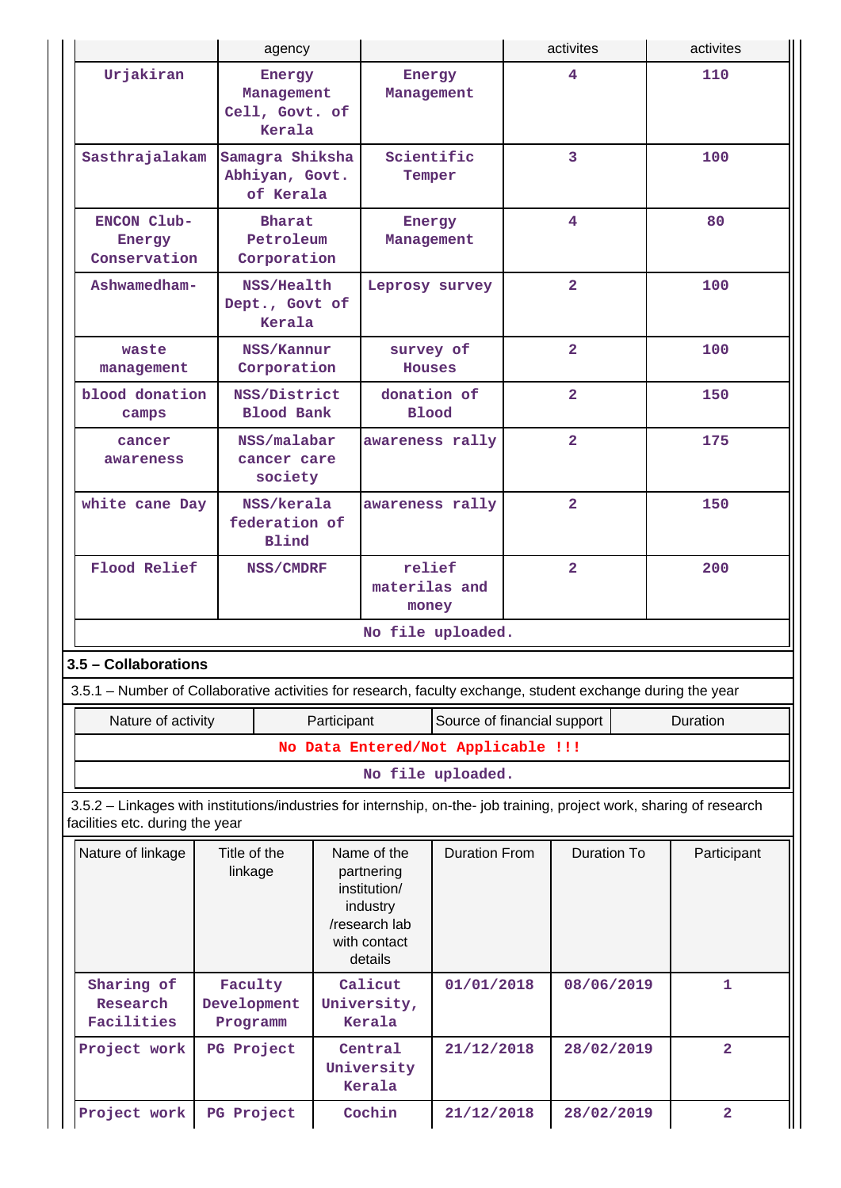| | agency | | activites | activites |
|---|---|---|---|---|
| Urjakiran | Energy Management Cell, Govt. of Kerala | Energy Management | 4 | 110 |
| Sasthrajalakam | Samagra Shiksha Abhiyan, Govt. of Kerala | Scientific Temper | 3 | 100 |
| ENCON Club-Energy Conservation | Bharat Petroleum Corporation | Energy Management | 4 | 80 |
| Ashwamedham- | NSS/Health Dept., Govt of Kerala | Leprosy survey | 2 | 100 |
| waste management | NSS/Kannur Corporation | survey of Houses | 2 | 100 |
| blood donation camps | NSS/District Blood Bank | donation of Blood | 2 | 150 |
| cancer awareness | NSS/malabar cancer care society | awareness rally | 2 | 175 |
| white cane Day | NSS/kerala federation of Blind | awareness rally | 2 | 150 |
| Flood Relief | NSS/CMDRF | relief materilas and money | 2 | 200 |

No file uploaded.

**3.5 – Collaborations**

3.5.1 – Number of Collaborative activities for research, faculty exchange, student exchange during the year

| Nature of activity | Participant | Source of financial support | Duration |
|---|---|---|---|
| No Data Entered/Not Applicable !!! | | | |

No file uploaded.

3.5.2 – Linkages with institutions/industries for internship, on-the- job training, project work, sharing of research facilities etc. during the year

| Nature of linkage | Title of the linkage | Name of the partnering institution/ industry /research lab with contact details | Duration From | Duration To | Participant |
|---|---|---|---|---|---|
| Sharing of Research Facilities | Faculty Development Programm | Calicut University, Kerala | 01/01/2018 | 08/06/2019 | 1 |
| Project work | PG Project | Central University Kerala | 21/12/2018 | 28/02/2019 | 2 |
| Project work | PG Project | Cochin | 21/12/2018 | 28/02/2019 | 2 |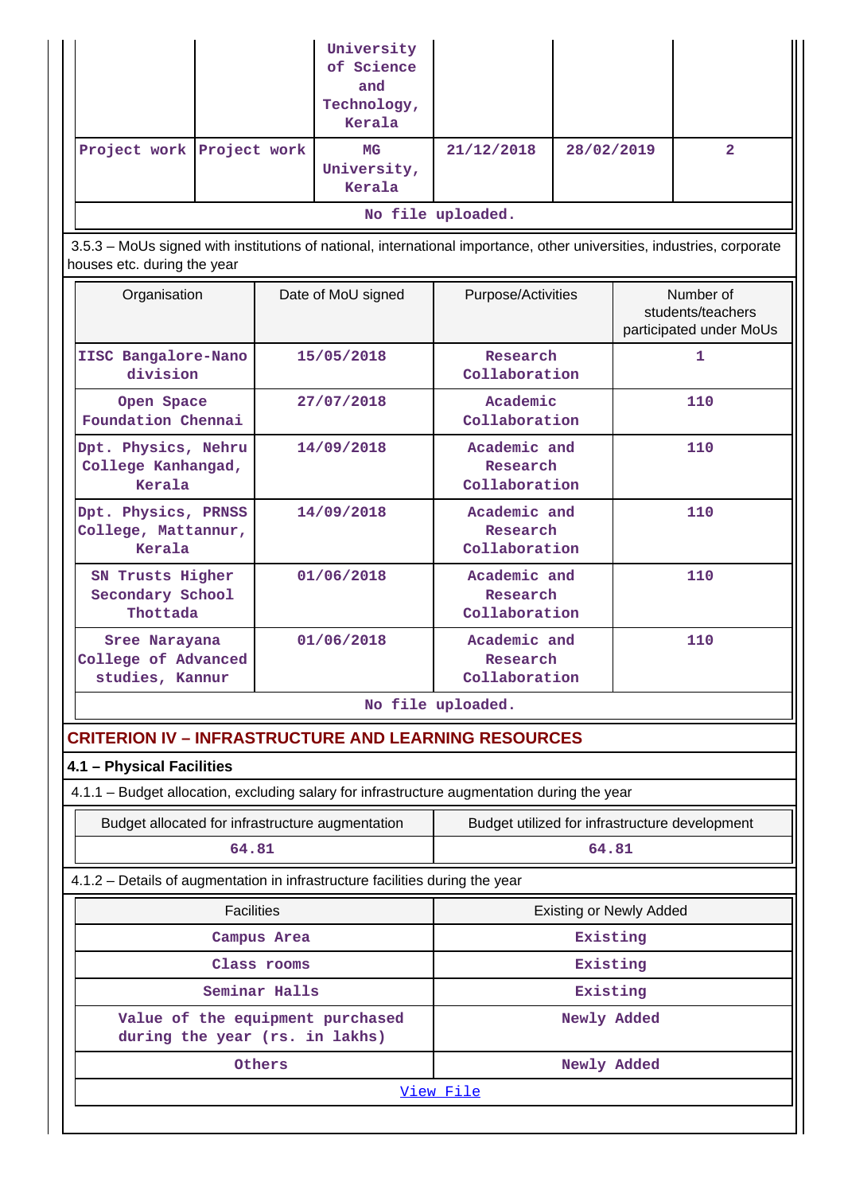| | | University of Science and Technology, Kerala | | | |
|---|---|---|---|---|---|
| Project work | Project work | MG University, Kerala | 21/12/2018 | 28/02/2019 | 2 |
| No file uploaded. | | | | | |

3.5.3 – MoUs signed with institutions of national, international importance, other universities, industries, corporate houses etc. during the year

| Organisation | Date of MoU signed | Purpose/Activities | Number of students/teachers participated under MoUs |
|---|---|---|---|
| IISC Bangalore-Nano division | 15/05/2018 | Research Collaboration | 1 |
| Open Space Foundation Chennai | 27/07/2018 | Academic Collaboration | 110 |
| Dpt. Physics, Nehru College Kanhangad, Kerala | 14/09/2018 | Academic and Research Collaboration | 110 |
| Dpt. Physics, PRNSS College, Mattannur, Kerala | 14/09/2018 | Academic and Research Collaboration | 110 |
| SN Trusts Higher Secondary School Thottada | 01/06/2018 | Academic and Research Collaboration | 110 |
| Sree Narayana College of Advanced studies, Kannur | 01/06/2018 | Academic and Research Collaboration | 110 |
| No file uploaded. | | | |

## CRITERION IV – INFRASTRUCTURE AND LEARNING RESOURCES

### 4.1 – Physical Facilities

4.1.1 – Budget allocation, excluding salary for infrastructure augmentation during the year

| Budget allocated for infrastructure augmentation | Budget utilized for infrastructure development |
|---|---|
| 64.81 | 64.81 |

4.1.2 – Details of augmentation in infrastructure facilities during the year

| Facilities | Existing or Newly Added |
|---|---|
| Campus Area | Existing |
| Class rooms | Existing |
| Seminar Halls | Existing |
| Value of the equipment purchased during the year (rs. in lakhs) | Newly Added |
| Others | Newly Added |
| View File | |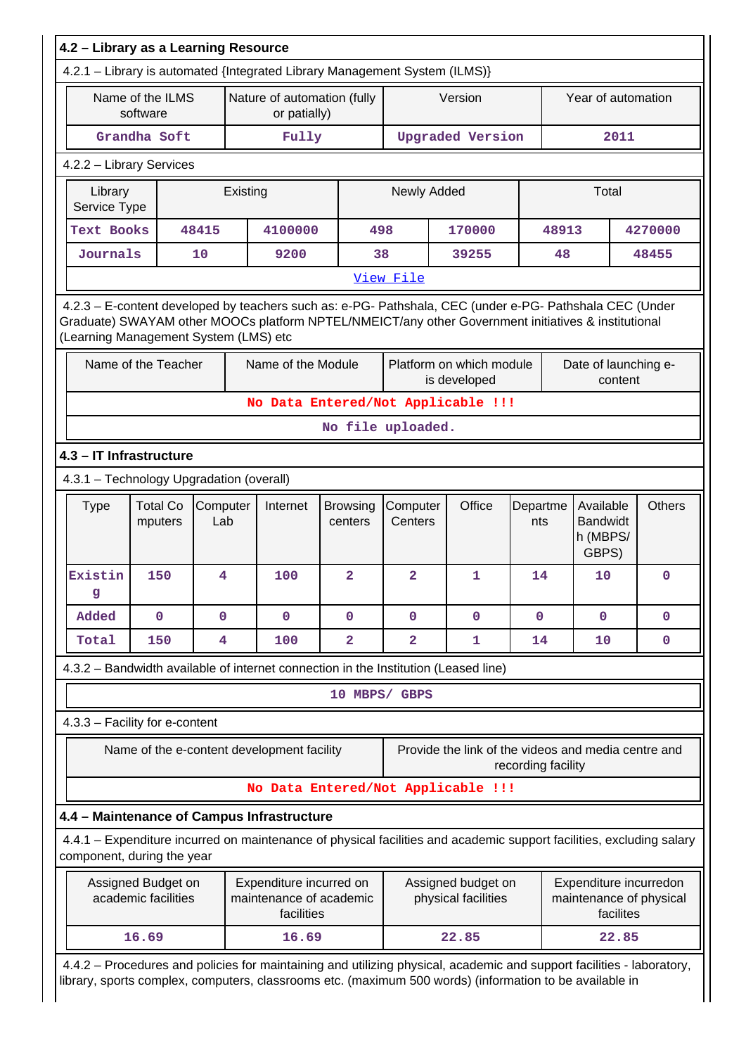## 4.2 – Library as a Learning Resource

4.2.1 – Library is automated {Integrated Library Management System (ILMS)}

| Name of the ILMS software | Nature of automation (fully or patially) | Version | Year of automation |
|---|---|---|---|
| Grandha Soft | Fully | Upgraded Version | 2011 |

4.2.2 – Library Services

| Library Service Type | Existing | | Newly Added | | Total | |
|---|---|---|---|---|---|---|
| Text Books | 48415 | 4100000 | 498 | 170000 | 48913 | 4270000 |
| Journals | 10 | 9200 | 38 | 39255 | 48 | 48455 |

View File

4.2.3 – E-content developed by teachers such as: e-PG- Pathshala, CEC (under e-PG- Pathshala CEC (Under Graduate) SWAYAM other MOOCs platform NPTEL/NMEICT/any other Government initiatives & institutional (Learning Management System (LMS) etc

| Name of the Teacher | Name of the Module | Platform on which module is developed | Date of launching e-content |
|---|---|---|---|
| No Data Entered/Not Applicable !!! | | | |

No file uploaded.

## 4.3 – IT Infrastructure

4.3.1 – Technology Upgradation (overall)

| Type | Total Computers | Computer Lab | Internet | Browsing centers | Computer Centers | Office | Departments | Available Bandwidth (MBPS/ GBPS) | Others |
|---|---|---|---|---|---|---|---|---|---|
| Existing | 150 | 4 | 100 | 2 | 2 | 1 | 14 | 10 | 0 |
| Added | 0 | 0 | 0 | 0 | 0 | 0 | 0 | 0 | 0 |
| Total | 150 | 4 | 100 | 2 | 2 | 1 | 14 | 10 | 0 |

4.3.2 – Bandwidth available of internet connection in the Institution (Leased line)

10 MBPS/ GBPS

4.3.3 – Facility for e-content

| Name of the e-content development facility | Provide the link of the videos and media centre and recording facility |
|---|---|
| No Data Entered/Not Applicable !!! | |

## 4.4 – Maintenance of Campus Infrastructure

4.4.1 – Expenditure incurred on maintenance of physical facilities and academic support facilities, excluding salary component, during the year

| Assigned Budget on academic facilities | Expenditure incurred on maintenance of academic facilities | Assigned budget on physical facilities | Expenditure incurredon maintenance of physical facilites |
|---|---|---|---|
| 16.69 | 16.69 | 22.85 | 22.85 |

4.4.2 – Procedures and policies for maintaining and utilizing physical, academic and support facilities - laboratory, library, sports complex, computers, classrooms etc. (maximum 500 words) (information to be available in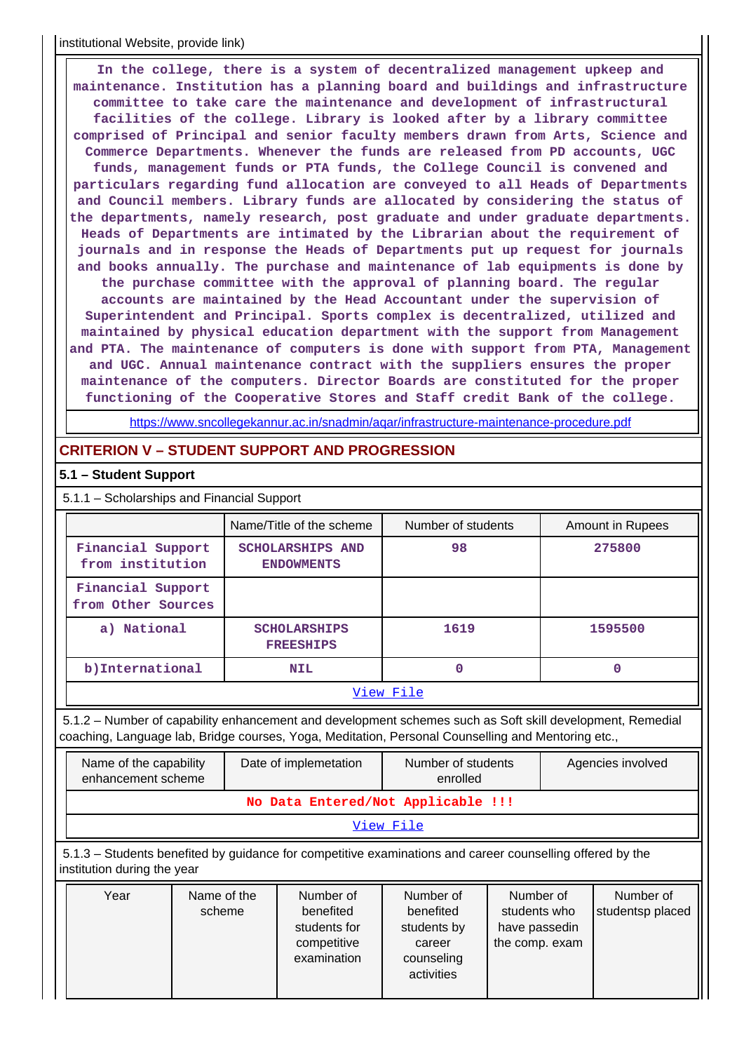institutional Website, provide link)

In the college, there is a system of decentralized management upkeep and maintenance. Institution has a planning board and buildings and infrastructure committee to take care the maintenance and development of infrastructural facilities of the college. Library is looked after by a library committee comprised of Principal and senior faculty members drawn from Arts, Science and Commerce Departments. Whenever the funds are released from PD accounts, UGC funds, management funds or PTA funds, the College Council is convened and particulars regarding fund allocation are conveyed to all Heads of Departments and Council members. Library funds are allocated by considering the status of the departments, namely research, post graduate and under graduate departments. Heads of Departments are intimated by the Librarian about the requirement of journals and in response the Heads of Departments put up request for journals and books annually. The purchase and maintenance of lab equipments is done by the purchase committee with the approval of planning board. The regular accounts are maintained by the Head Accountant under the supervision of Superintendent and Principal. Sports complex is decentralized, utilized and maintained by physical education department with the support from Management and PTA. The maintenance of computers is done with support from PTA, Management and UGC. Annual maintenance contract with the suppliers ensures the proper maintenance of the computers. Director Boards are constituted for the proper functioning of the Cooperative Stores and Staff credit Bank of the college.

https://www.sncollegekannur.ac.in/snadmin/aqar/infrastructure-maintenance-procedure.pdf

## CRITERION V – STUDENT SUPPORT AND PROGRESSION

### 5.1 – Student Support

5.1.1 – Scholarships and Financial Support

| | Name/Title of the scheme | Number of students | Amount in Rupees |
|---|---|---|---|
| Financial Support from institution | SCHOLARSHIPS AND ENDOWMENTS | 98 | 275800 |
| Financial Support from Other Sources | | | |
| a) National | SCHOLARSHIPS FREESHIPS | 1619 | 1595500 |
| b)International | NIL | 0 | 0 |

View File

5.1.2 – Number of capability enhancement and development schemes such as Soft skill development, Remedial coaching, Language lab, Bridge courses, Yoga, Meditation, Personal Counselling and Mentoring etc.,

| Name of the capability enhancement scheme | Date of implemetation | Number of students enrolled | Agencies involved |
|---|---|---|---|
| No Data Entered/Not Applicable !!! | | | |

View File

5.1.3 – Students benefited by guidance for competitive examinations and career counselling offered by the institution during the year

| Year | Name of the scheme | Number of benefited students for competitive examination | Number of benefited students by career counseling activities | Number of students who have passedin the comp. exam | Number of studentsp placed |
|---|---|---|---|---|---|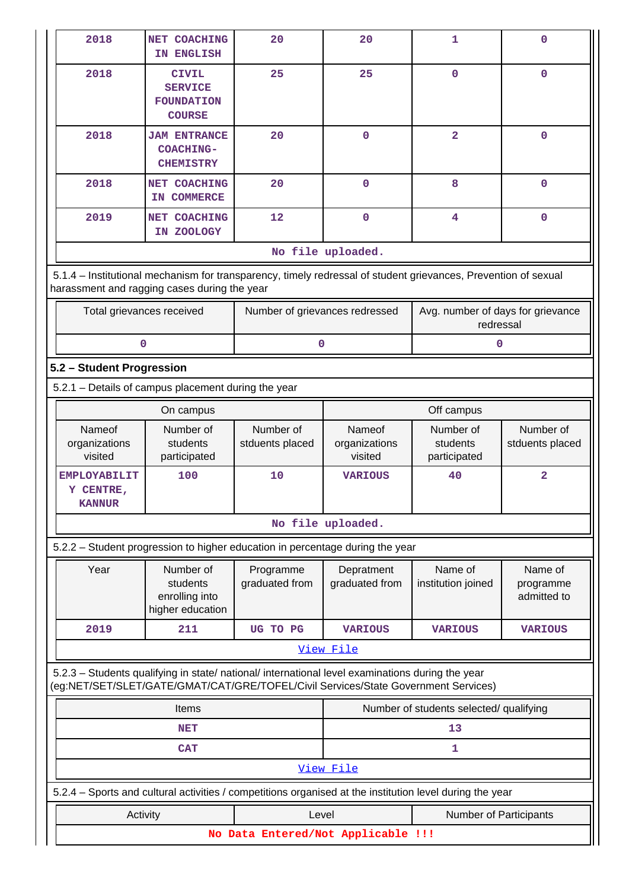| 2018 | NET COACHING IN ENGLISH | 20 | 20 | 1 | 0 |
|---|---|---|---|---|---|
| 2018 | CIVIL SERVICE FOUNDATION COURSE | 25 | 25 | 0 | 0 |
| 2018 | JAM ENTRANCE COACHING-CHEMISTRY | 20 | 0 | 2 | 0 |
| 2018 | NET COACHING IN COMMERCE | 20 | 0 | 8 | 0 |
| 2019 | NET COACHING IN ZOOLOGY | 12 | 0 | 4 | 0 |

No file uploaded.

5.1.4 – Institutional mechanism for transparency, timely redressal of student grievances, Prevention of sexual harassment and ragging cases during the year

| Total grievances received | Number of grievances redressed | Avg. number of days for grievance redressal |
|---|---|---|
| 0 | 0 | 0 |

**5.2 – Student Progression**

5.2.1 – Details of campus placement during the year

| On campus | | | Off campus | | |
|---|---|---|---|---|---|
| Nameof organizations visited | Number of students participated | Number of stduents placed | Nameof organizations visited | Number of students participated | Number of stduents placed |
| EMPLOYABILITY CENTRE, KANNUR | 100 | 10 | VARIOUS | 40 | 2 |

No file uploaded.

5.2.2 – Student progression to higher education in percentage during the year

| Year | Number of students enrolling into higher education | Programme graduated from | Depratment graduated from | Name of institution joined | Name of programme admitted to |
|---|---|---|---|---|---|
| 2019 | 211 | UG TO PG | VARIOUS | VARIOUS | VARIOUS |

View File

5.2.3 – Students qualifying in state/ national/ international level examinations during the year (eg:NET/SET/SLET/GATE/GMAT/CAT/GRE/TOFEL/Civil Services/State Government Services)

| Items | Number of students selected/ qualifying |
|---|---|
| NET | 13 |
| CAT | 1 |

View File

5.2.4 – Sports and cultural activities / competitions organised at the institution level during the year

| Activity | Level | Number of Participants |
|---|---|---|

No Data Entered/Not Applicable !!!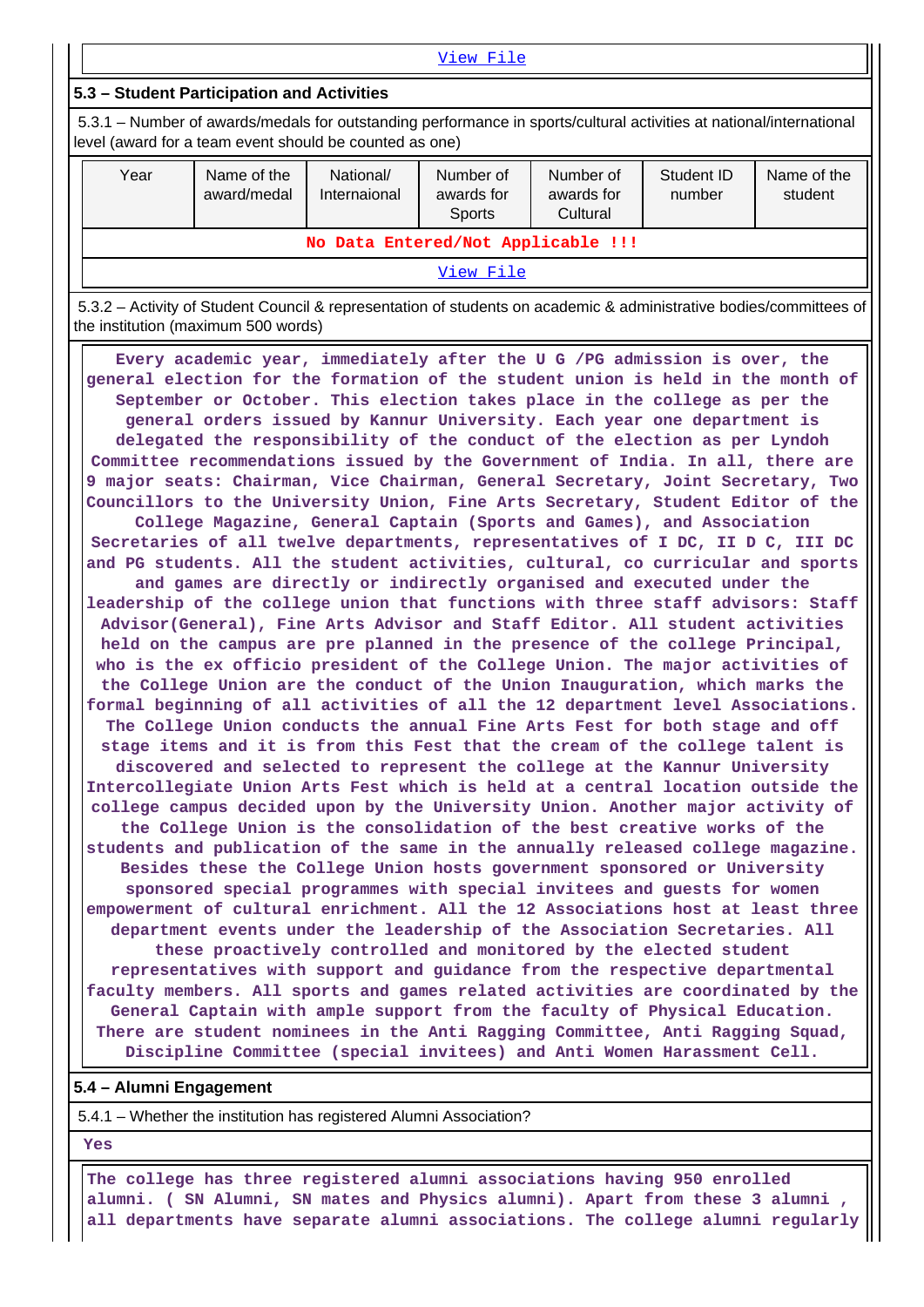View File

### 5.3 – Student Participation and Activities

5.3.1 – Number of awards/medals for outstanding performance in sports/cultural activities at national/international level (award for a team event should be counted as one)

| Year | Name of the award/medal | National/ Internaional | Number of awards for Sports | Number of awards for Cultural | Student ID number | Name of the student |
|---|---|---|---|---|---|---|
| No Data Entered/Not Applicable !!! | | | | | | |

View File

5.3.2 – Activity of Student Council & representation of students on academic & administrative bodies/committees of the institution (maximum 500 words)

Every academic year, immediately after the U G /PG admission is over, the general election for the formation of the student union is held in the month of September or October. This election takes place in the college as per the general orders issued by Kannur University. Each year one department is delegated the responsibility of the conduct of the election as per Lyndoh Committee recommendations issued by the Government of India. In all, there are 9 major seats: Chairman, Vice Chairman, General Secretary, Joint Secretary, Two Councillors to the University Union, Fine Arts Secretary, Student Editor of the College Magazine, General Captain (Sports and Games), and Association Secretaries of all twelve departments, representatives of I DC, II D C, III DC and PG students. All the student activities, cultural, co curricular and sports and games are directly or indirectly organised and executed under the leadership of the college union that functions with three staff advisors: Staff Advisor(General), Fine Arts Advisor and Staff Editor. All student activities held on the campus are pre planned in the presence of the college Principal, who is the ex officio president of the College Union. The major activities of the College Union are the conduct of the Union Inauguration, which marks the formal beginning of all activities of all the 12 department level Associations. The College Union conducts the annual Fine Arts Fest for both stage and off stage items and it is from this Fest that the cream of the college talent is discovered and selected to represent the college at the Kannur University Intercollegiate Union Arts Fest which is held at a central location outside the college campus decided upon by the University Union. Another major activity of the College Union is the consolidation of the best creative works of the students and publication of the same in the annually released college magazine. Besides these the College Union hosts government sponsored or University sponsored special programmes with special invitees and guests for women empowerment of cultural enrichment. All the 12 Associations host at least three department events under the leadership of the Association Secretaries. All these proactively controlled and monitored by the elected student representatives with support and guidance from the respective departmental faculty members. All sports and games related activities are coordinated by the General Captain with ample support from the faculty of Physical Education. There are student nominees in the Anti Ragging Committee, Anti Ragging Squad, Discipline Committee (special invitees) and Anti Women Harassment Cell.

### 5.4 – Alumni Engagement

5.4.1 – Whether the institution has registered Alumni Association?

Yes

The college has three registered alumni associations having 950 enrolled alumni. ( SN Alumni, SN mates and Physics alumni). Apart from these 3 alumni , all departments have separate alumni associations. The college alumni regularly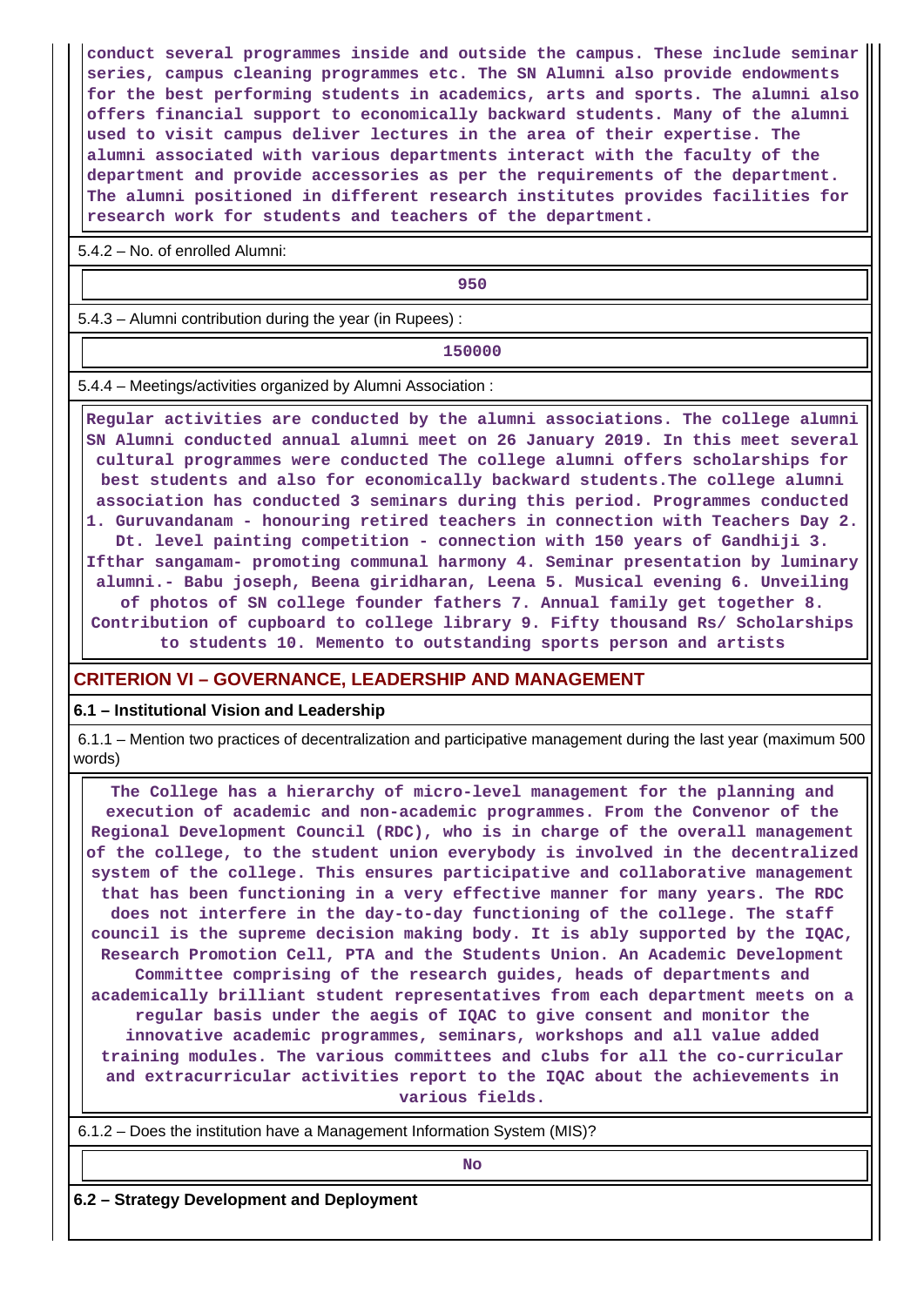conduct several programmes inside and outside the campus. These include seminar series, campus cleaning programmes etc. The SN Alumni also provide endowments for the best performing students in academics, arts and sports. The alumni also offers financial support to economically backward students. Many of the alumni used to visit campus deliver lectures in the area of their expertise. The alumni associated with various departments interact with the faculty of the department and provide accessories as per the requirements of the department. The alumni positioned in different research institutes provides facilities for research work for students and teachers of the department.

5.4.2 – No. of enrolled Alumni:

950

5.4.3 – Alumni contribution during the year (in Rupees) :

150000

5.4.4 – Meetings/activities organized by Alumni Association :

Regular activities are conducted by the alumni associations. The college alumni SN Alumni conducted annual alumni meet on 26 January 2019. In this meet several cultural programmes were conducted The college alumni offers scholarships for best students and also for economically backward students.The college alumni association has conducted 3 seminars during this period. Programmes conducted 1. Guruvandanam - honouring retired teachers in connection with Teachers Day 2. Dt. level painting competition - connection with 150 years of Gandhiji 3. Ifthar sangamam- promoting communal harmony 4. Seminar presentation by luminary alumni.- Babu joseph, Beena giridharan, Leena 5. Musical evening 6. Unveiling of photos of SN college founder fathers 7. Annual family get together 8. Contribution of cupboard to college library 9. Fifty thousand Rs/ Scholarships to students 10. Memento to outstanding sports person and artists

## CRITERION VI – GOVERNANCE, LEADERSHIP AND MANAGEMENT

### 6.1 – Institutional Vision and Leadership

6.1.1 – Mention two practices of decentralization and participative management during the last year (maximum 500 words)

The College has a hierarchy of micro-level management for the planning and execution of academic and non-academic programmes. From the Convenor of the Regional Development Council (RDC), who is in charge of the overall management of the college, to the student union everybody is involved in the decentralized system of the college. This ensures participative and collaborative management that has been functioning in a very effective manner for many years. The RDC does not interfere in the day-to-day functioning of the college. The staff council is the supreme decision making body. It is ably supported by the IQAC, Research Promotion Cell, PTA and the Students Union. An Academic Development Committee comprising of the research guides, heads of departments and academically brilliant student representatives from each department meets on a regular basis under the aegis of IQAC to give consent and monitor the innovative academic programmes, seminars, workshops and all value added training modules. The various committees and clubs for all the co-curricular and extracurricular activities report to the IQAC about the achievements in various fields.

6.1.2 – Does the institution have a Management Information System (MIS)?

No

### 6.2 – Strategy Development and Deployment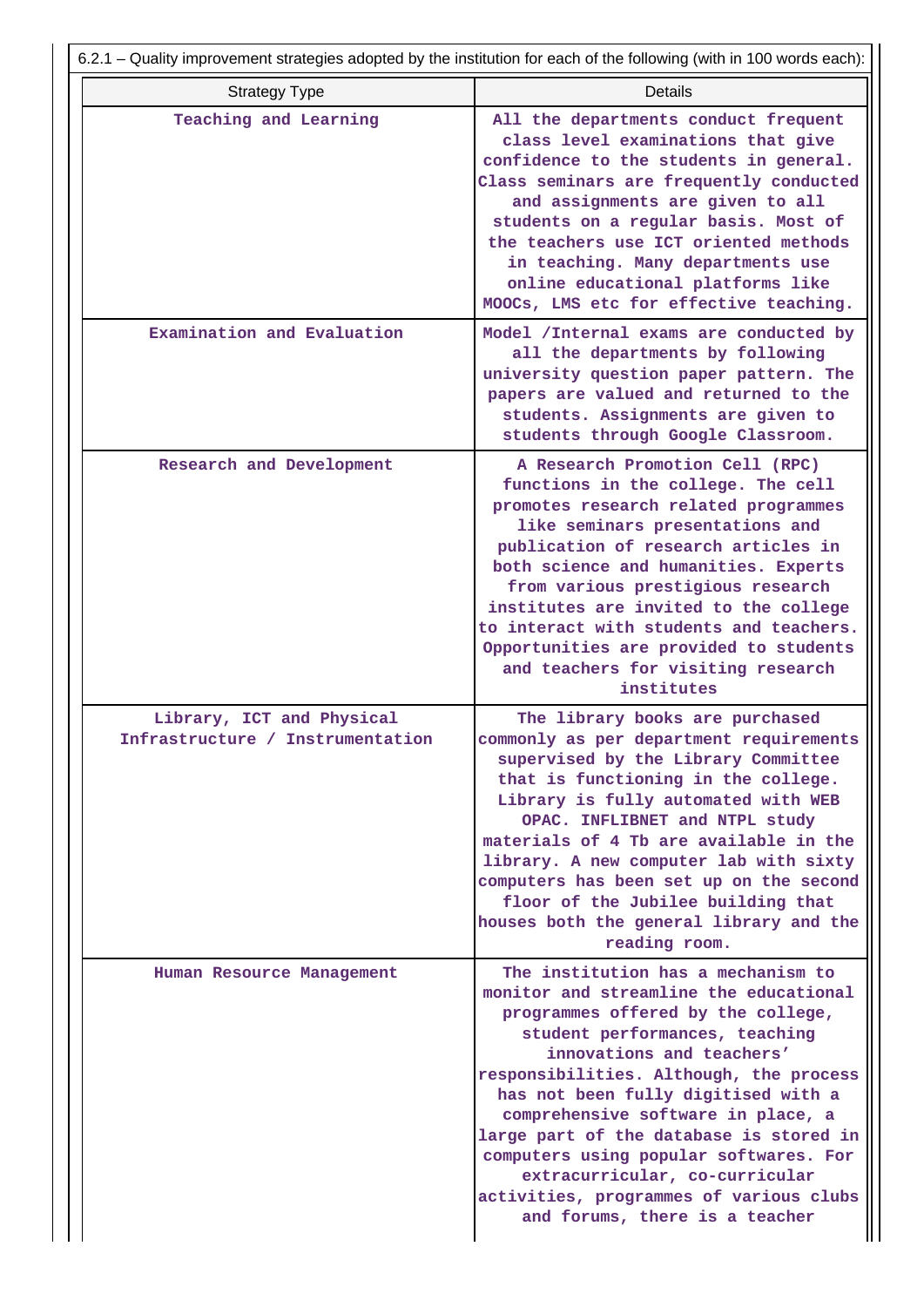6.2.1 – Quality improvement strategies adopted by the institution for each of the following (with in 100 words each):

| Strategy Type | Details |
| --- | --- |
| Teaching and Learning | All the departments conduct frequent class level examinations that give confidence to the students in general. Class seminars are frequently conducted and assignments are given to all students on a regular basis. Most of the teachers use ICT oriented methods in teaching. Many departments use online educational platforms like MOOCs, LMS etc for effective teaching. |
| Examination and Evaluation | Model /Internal exams are conducted by all the departments by following university question paper pattern. The papers are valued and returned to the students. Assignments are given to students through Google Classroom. |
| Research and Development | A Research Promotion Cell (RPC) functions in the college. The cell promotes research related programmes like seminars presentations and publication of research articles in both science and humanities. Experts from various prestigious research institutes are invited to the college to interact with students and teachers. Opportunities are provided to students and teachers for visiting research institutes |
| Library, ICT and Physical Infrastructure / Instrumentation | The library books are purchased commonly as per department requirements supervised by the Library Committee that is functioning in the college. Library is fully automated with WEB OPAC. INFLIBNET and NTPL study materials of 4 Tb are available in the library. A new computer lab with sixty computers has been set up on the second floor of the Jubilee building that houses both the general library and the reading room. |
| Human Resource Management | The institution has a mechanism to monitor and streamline the educational programmes offered by the college, student performances, teaching innovations and teachers' responsibilities. Although, the process has not been fully digitised with a comprehensive software in place, a large part of the database is stored in computers using popular softwares. For extracurricular, co-curricular activities, programmes of various clubs and forums, there is a teacher |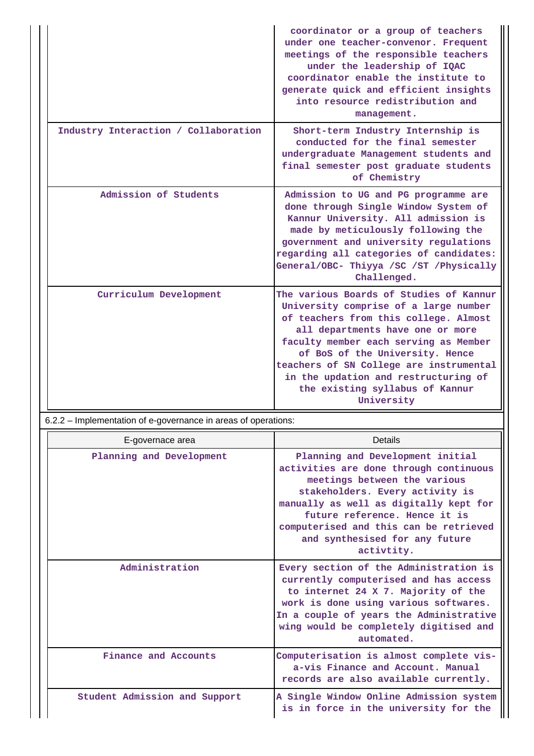| | |
|---|---|
| | coordinator or a group of teachers under one teacher-convenor. Frequent meetings of the responsible teachers under the leadership of IQAC coordinator enable the institute to generate quick and efficient insights into resource redistribution and management. |
| Industry Interaction / Collaboration | Short-term Industry Internship is conducted for the final semester undergraduate Management students and final semester post graduate students of Chemistry |
| Admission of Students | Admission to UG and PG programme are done through Single Window System of Kannur University. All admission is made by meticulously following the government and university regulations regarding all categories of candidates: General/OBC- Thiyya /SC /ST /Physically Challenged. |
| Curriculum Development | The various Boards of Studies of Kannur University comprise of a large number of teachers from this college. Almost all departments have one or more faculty member each serving as Member of BoS of the University. Hence teachers of SN College are instrumental in the updation and restructuring of the existing syllabus of Kannur University |

6.2.2 – Implementation of e-governance in areas of operations:

| E-governace area | Details |
|---|---|
| Planning and Development | Planning and Development initial activities are done through continuous meetings between the various stakeholders. Every activity is manually as well as digitally kept for future reference. Hence it is computerised and this can be retrieved and synthesised for any future activtity. |
| Administration | Every section of the Administration is currently computerised and has access to internet 24 X 7. Majority of the work is done using various softwares. In a couple of years the Administrative wing would be completely digitised and automated. |
| Finance and Accounts | Computerisation is almost complete vis-a-vis Finance and Account. Manual records are also available currently. |
| Student Admission and Support | A Single Window Online Admission system is in force in the university for the |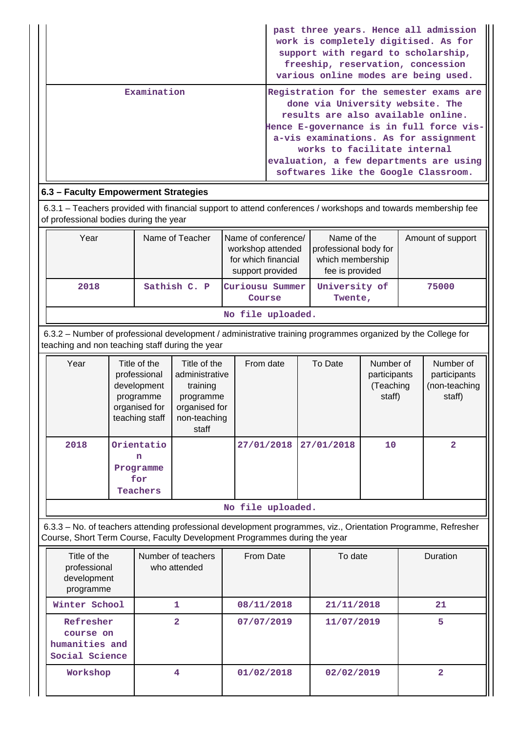| | |
|---|---|
| | past three years. Hence all admission work is completely digitised. As for support with regard to scholarship, freeship, reservation, concession various online modes are being used. |
| Examination | Registration for the semester exams are done via University website. The results are also available online. Hence E-governance is in full force vis-a-vis examinations. As for assignment works to facilitate internal evaluation, a few departments are using softwares like the Google Classroom. |

## 6.3 – Faculty Empowerment Strategies

6.3.1 – Teachers provided with financial support to attend conferences / workshops and towards membership fee of professional bodies during the year

| Year | Name of Teacher | Name of conference/ workshop attended for which financial support provided | Name of the professional body for which membership fee is provided | Amount of support |
|---|---|---|---|---|
| 2018 | Sathish C. P | Curiousu Summer Course | University of Twente, | 75000 |
| No file uploaded. | | | | |

6.3.2 – Number of professional development / administrative training programmes organized by the College for teaching and non teaching staff during the year

| Year | Title of the professional development programme organised for teaching staff | Title of the administrative training programme organised for non-teaching staff | From date | To Date | Number of participants (Teaching staff) | Number of participants (non-teaching staff) |
|---|---|---|---|---|---|---|
| 2018 | Orientation Programme for Teachers | | 27/01/2018 | 27/01/2018 | 10 | 2 |
| No file uploaded. | | | | | | |

6.3.3 – No. of teachers attending professional development programmes, viz., Orientation Programme, Refresher Course, Short Term Course, Faculty Development Programmes during the year

| Title of the professional development programme | Number of teachers who attended | From Date | To date | Duration |
|---|---|---|---|---|
| Winter School | 1 | 08/11/2018 | 21/11/2018 | 21 |
| Refresher course on humanities and Social Science | 2 | 07/07/2019 | 11/07/2019 | 5 |
| Workshop | 4 | 01/02/2018 | 02/02/2019 | 2 |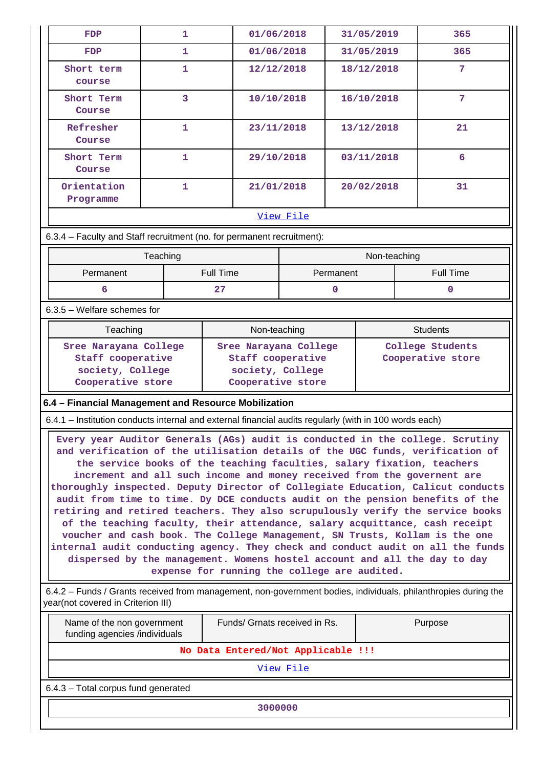| FDP | 1 | 01/06/2018 | 31/05/2019 | 365 |
|---|---|---|---|---|
| FDP | 1 | 01/06/2018 | 31/05/2019 | 365 |
| Short term course | 1 | 12/12/2018 | 18/12/2018 | 7 |
| Short Term Course | 3 | 10/10/2018 | 16/10/2018 | 7 |
| Refresher Course | 1 | 23/11/2018 | 13/12/2018 | 21 |
| Short Term Course | 1 | 29/10/2018 | 03/11/2018 | 6 |
| Orientation Programme | 1 | 21/01/2018 | 20/02/2018 | 31 |

View File

6.3.4 – Faculty and Staff recruitment (no. for permanent recruitment):

| Teaching | | Non-teaching | |
|---|---|---|---|
| Permanent | Full Time | Permanent | Full Time |
| 6 | 27 | 0 | 0 |

6.3.5 – Welfare schemes for

| Teaching | Non-teaching | Students |
|---|---|---|
| Sree Narayana College Staff cooperative society, College Cooperative store | Sree Narayana College Staff cooperative society, College Cooperative store | College Students Cooperative store |

**6.4 – Financial Management and Resource Mobilization**

6.4.1 – Institution conducts internal and external financial audits regularly (with in 100 words each)

Every year Auditor Generals (AGs) audit is conducted in the college. Scrutiny and verification of the utilisation details of the UGC funds, verification of the service books of the teaching faculties, salary fixation, teachers increment and all such income and money received from the governent are thoroughly inspected. Deputy Director of Collegiate Education, Calicut conducts audit from time to time. Dy DCE conducts audit on the pension benefits of the retiring and retired teachers. They also scrupulously verify the service books of the teaching faculty, their attendance, salary acquittance, cash receipt voucher and cash book. The College Management, SN Trusts, Kollam is the one internal audit conducting agency. They check and conduct audit on all the funds dispersed by the management. Womens hostel account and all the day to day expense for running the college are audited.

6.4.2 – Funds / Grants received from management, non-government bodies, individuals, philanthropies during the year(not covered in Criterion III)

| Name of the non government funding agencies /individuals | Funds/ Grnats received in Rs. | Purpose |
|---|---|---|
| No Data Entered/Not Applicable !!! | | |

View File

6.4.3 – Total corpus fund generated

3000000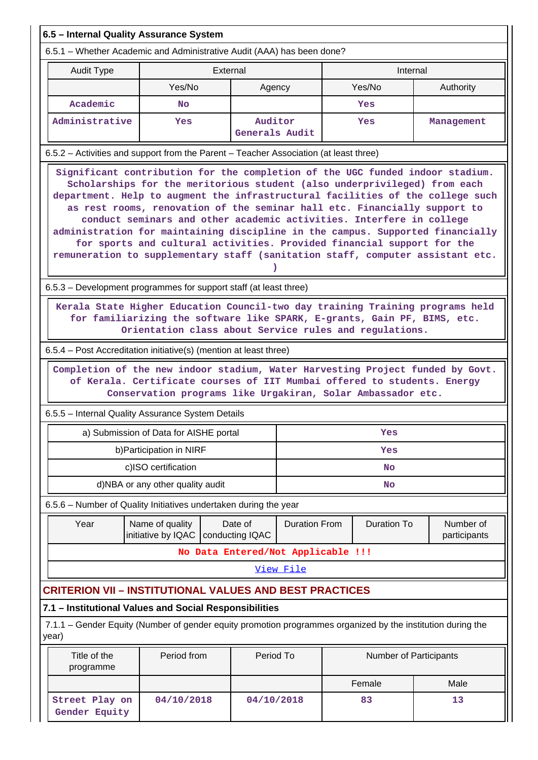### 6.5 – Internal Quality Assurance System

6.5.1 – Whether Academic and Administrative Audit (AAA) has been done?

| Audit Type | External | | Internal | |
|---|---|---|---|---|
| | Yes/No | Agency | Yes/No | Authority |
| Academic | No | | Yes | |
| Administrative | Yes | Auditor Generals Audit | Yes | Management |

6.5.2 – Activities and support from the Parent – Teacher Association (at least three)

Significant contribution for the completion of the UGC funded indoor stadium. Scholarships for the meritorious student (also underprivileged) from each department. Help to augment the infrastructural facilities of the college such as rest rooms, renovation of the seminar hall etc. Financially support to conduct seminars and other academic activities. Interfere in college administration for maintaining discipline in the campus. Supported financially for sports and cultural activities. Provided financial support for the remuneration to supplementary staff (sanitation staff, computer assistant etc. )

6.5.3 – Development programmes for support staff (at least three)

Kerala State Higher Education Council-two day training Training programs held for familiarizing the software like SPARK, E-grants, Gain PF, BIMS, etc. Orientation class about Service rules and regulations.

6.5.4 – Post Accreditation initiative(s) (mention at least three)

Completion of the new indoor stadium, Water Harvesting Project funded by Govt. of Kerala. Certificate courses of IIT Mumbai offered to students. Energy Conservation programs like Urgakiran, Solar Ambassador etc.

6.5.5 – Internal Quality Assurance System Details

| | |
|---|---|
| a) Submission of Data for AISHE portal | Yes |
| b)Participation in NIRF | Yes |
| c)ISO certification | No |
| d)NBA or any other quality audit | No |

6.5.6 – Number of Quality Initiatives undertaken during the year

| Year | Name of quality initiative by IQAC | Date of conducting IQAC | Duration From | Duration To | Number of participants |
|---|---|---|---|---|---|
| No Data Entered/Not Applicable !!! | | | | | |

View File

## CRITERION VII – INSTITUTIONAL VALUES AND BEST PRACTICES

### 7.1 – Institutional Values and Social Responsibilities

7.1.1 – Gender Equity (Number of gender equity promotion programmes organized by the institution during the year)

| Title of the programme | Period from | Period To | Number of Participants | |
|---|---|---|---|---|
| | | | Female | Male |
| Street Play on Gender Equity | 04/10/2018 | 04/10/2018 | 83 | 13 |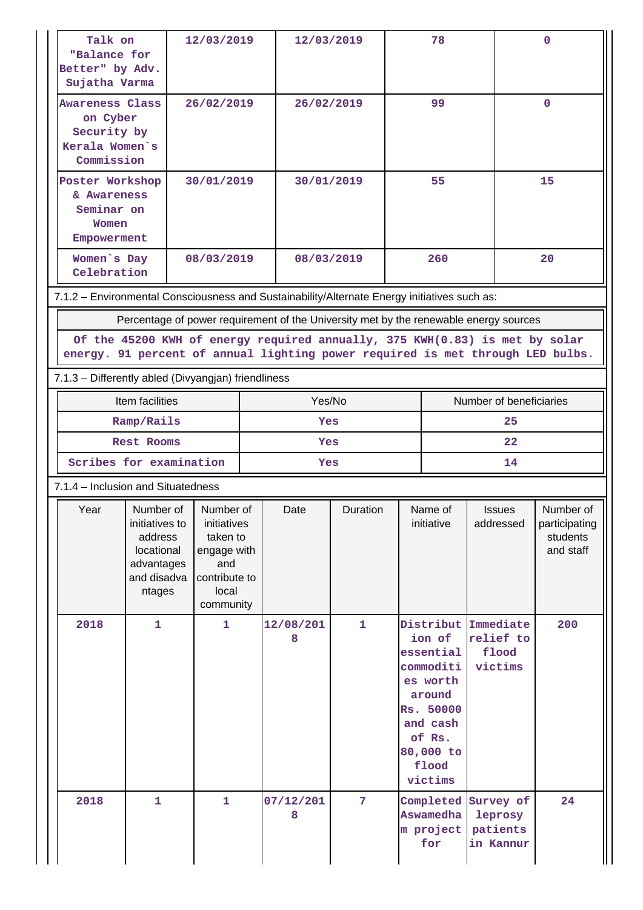| | | | | |
|---|---|---|---|---|
| Talk on "Balance for Better" by Adv. Sujatha Varma | 12/03/2019 | 12/03/2019 | 78 | 0 |
| Awareness Class on Cyber Security by Kerala Women`s Commission | 26/02/2019 | 26/02/2019 | 99 | 0 |
| Poster Workshop & Awareness Seminar on Women Empowerment | 30/01/2019 | 30/01/2019 | 55 | 15 |
| Women`s Day Celebration | 08/03/2019 | 08/03/2019 | 260 | 20 |

7.1.2 – Environmental Consciousness and Sustainability/Alternate Energy initiatives such as:

| Percentage of power requirement of the University met by the renewable energy sources |
|---|
| Of the 45200 KWH of energy required annually, 375 KWH(0.83) is met by solar energy. 91 percent of annual lighting power required is met through LED bulbs. |

7.1.3 – Differently abled (Divyangjan) friendliness

| Item facilities | Yes/No | Number of beneficiaries |
|---|---|---|
| Ramp/Rails | Yes | 25 |
| Rest Rooms | Yes | 22 |
| Scribes for examination | Yes | 14 |

7.1.4 – Inclusion and Situatedness

| Year | Number of initiatives to address locational advantages and disadvantages | Number of initiatives taken to engage with and contribute to local community | Date | Duration | Name of initiative | Issues addressed | Number of participating students and staff |
|---|---|---|---|---|---|---|---|
| 2018 | 1 | 1 | 12/08/2018 | 1 | Distribution of essential commodities worth around Rs. 50000 and cash of Rs. 80,000 to flood victims | Immediate relief to flood victims | 200 |
| 2018 | 1 | 1 | 07/12/2018 | 7 | Completed Aswamedham project for | Survey of leprosy patients in Kannur | 24 |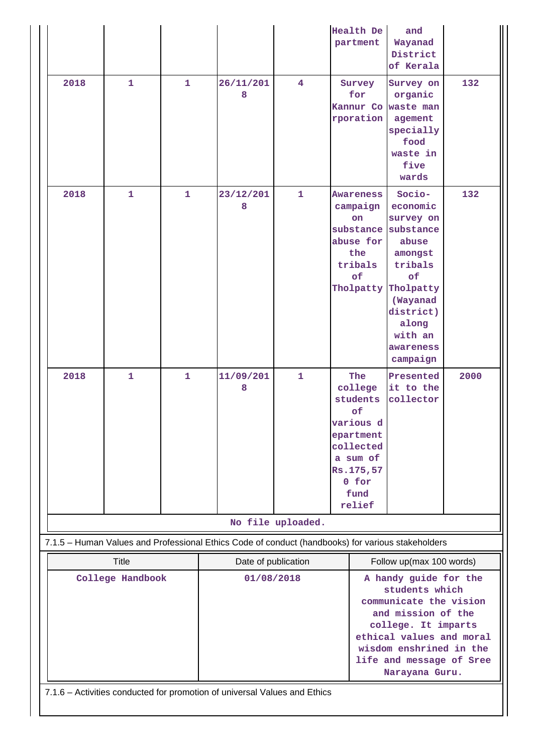|  |  |  |  |  | Health Department | and Wayanad District of Kerala |  |
|---|---|---|---|---|---|---|---|
| 2018 | 1 | 1 | 26/11/2018 | 4 | Survey for Kannur Corporation | Survey on organic waste management specially food waste in five wards | 132 |
| 2018 | 1 | 1 | 23/12/2018 | 1 | Awareness campaign on substance abuse for the tribals of Tholpatty | Socio-economic survey on substance abuse amongst tribals of Tholpatty (Wayanad district) along with an awareness campaign | 132 |
| 2018 | 1 | 1 | 11/09/2018 | 1 | The college students of various department collected a sum of Rs.175,570 for fund relief | Presented it to the collector | 2000 |

No file uploaded.

7.1.5 – Human Values and Professional Ethics Code of conduct (handbooks) for various stakeholders

| Title | Date of publication | Follow up(max 100 words) |
|---|---|---|
| College Handbook | 01/08/2018 | A handy guide for the students which communicate the vision and mission of the college. It imparts ethical values and moral wisdom enshrined in the life and message of Sree Narayana Guru. |

7.1.6 – Activities conducted for promotion of universal Values and Ethics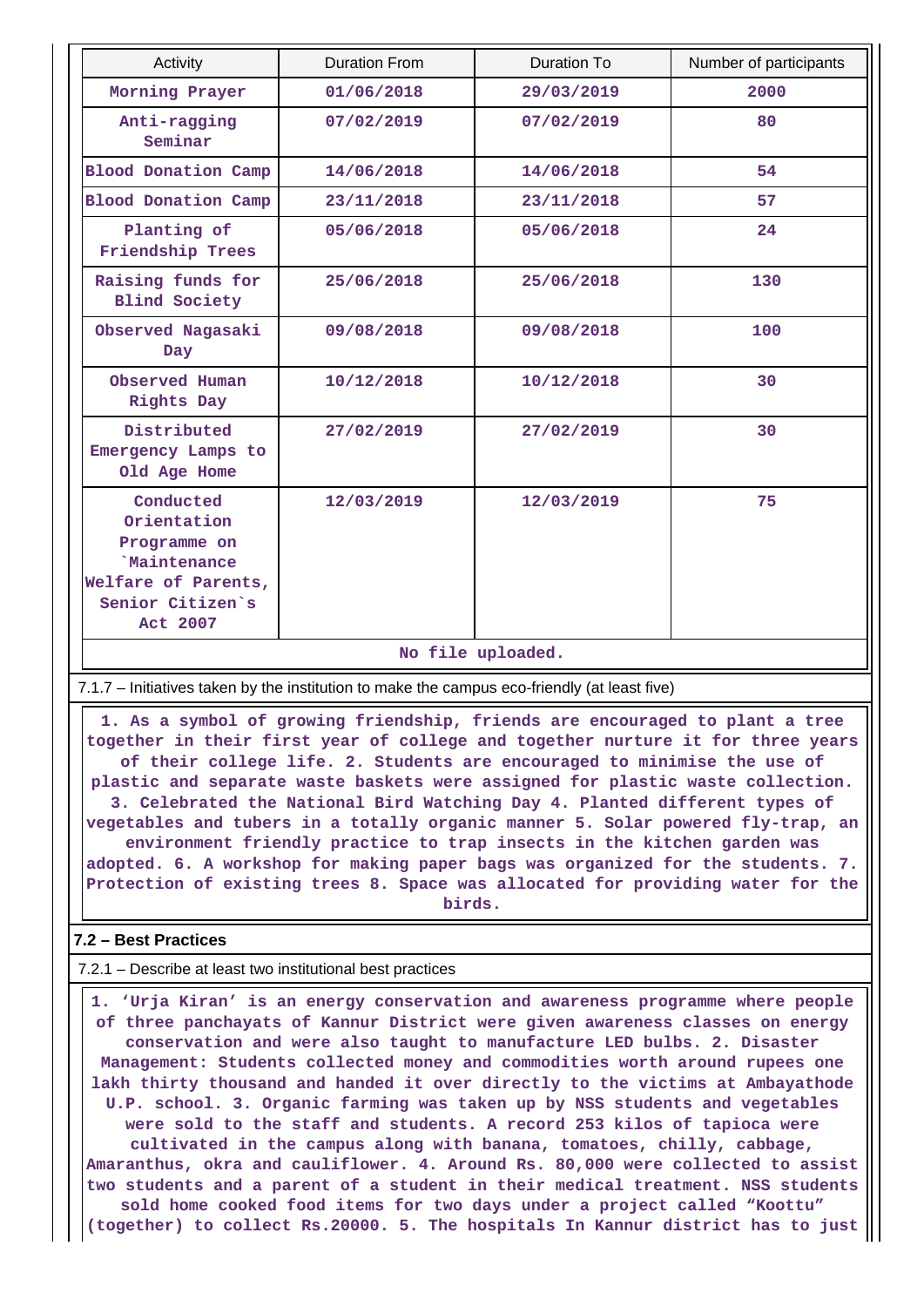| Activity | Duration From | Duration To | Number of participants |
|---|---|---|---|
| Morning Prayer | 01/06/2018 | 29/03/2019 | 2000 |
| Anti-ragging Seminar | 07/02/2019 | 07/02/2019 | 80 |
| Blood Donation Camp | 14/06/2018 | 14/06/2018 | 54 |
| Blood Donation Camp | 23/11/2018 | 23/11/2018 | 57 |
| Planting of Friendship Trees | 05/06/2018 | 05/06/2018 | 24 |
| Raising funds for Blind Society | 25/06/2018 | 25/06/2018 | 130 |
| Observed Nagasaki Day | 09/08/2018 | 09/08/2018 | 100 |
| Observed Human Rights Day | 10/12/2018 | 10/12/2018 | 30 |
| Distributed Emergency Lamps to Old Age Home | 27/02/2019 | 27/02/2019 | 30 |
| Conducted Orientation Programme on `Maintenance Welfare of Parents, Senior Citizen`s Act 2007 | 12/03/2019 | 12/03/2019 | 75 |

No file uploaded.

7.1.7 – Initiatives taken by the institution to make the campus eco-friendly (at least five)

1. As a symbol of growing friendship, friends are encouraged to plant a tree together in their first year of college and together nurture it for three years of their college life. 2. Students are encouraged to minimise the use of plastic and separate waste baskets were assigned for plastic waste collection. 3. Celebrated the National Bird Watching Day 4. Planted different types of vegetables and tubers in a totally organic manner 5. Solar powered fly-trap, an environment friendly practice to trap insects in the kitchen garden was adopted. 6. A workshop for making paper bags was organized for the students. 7. Protection of existing trees 8. Space was allocated for providing water for the birds.

**7.2 – Best Practices**

7.2.1 – Describe at least two institutional best practices

1. ‘Urja Kiran’ is an energy conservation and awareness programme where people of three panchayats of Kannur District were given awareness classes on energy conservation and were also taught to manufacture LED bulbs. 2. Disaster Management: Students collected money and commodities worth around rupees one lakh thirty thousand and handed it over directly to the victims at Ambayathode U.P. school. 3. Organic farming was taken up by NSS students and vegetables were sold to the staff and students. A record 253 kilos of tapioca were cultivated in the campus along with banana, tomatoes, chilly, cabbage, Amaranthus, okra and cauliflower. 4. Around Rs. 80,000 were collected to assist two students and a parent of a student in their medical treatment. NSS students sold home cooked food items for two days under a project called “Koottu” (together) to collect Rs.20000. 5. The hospitals In Kannur district has to just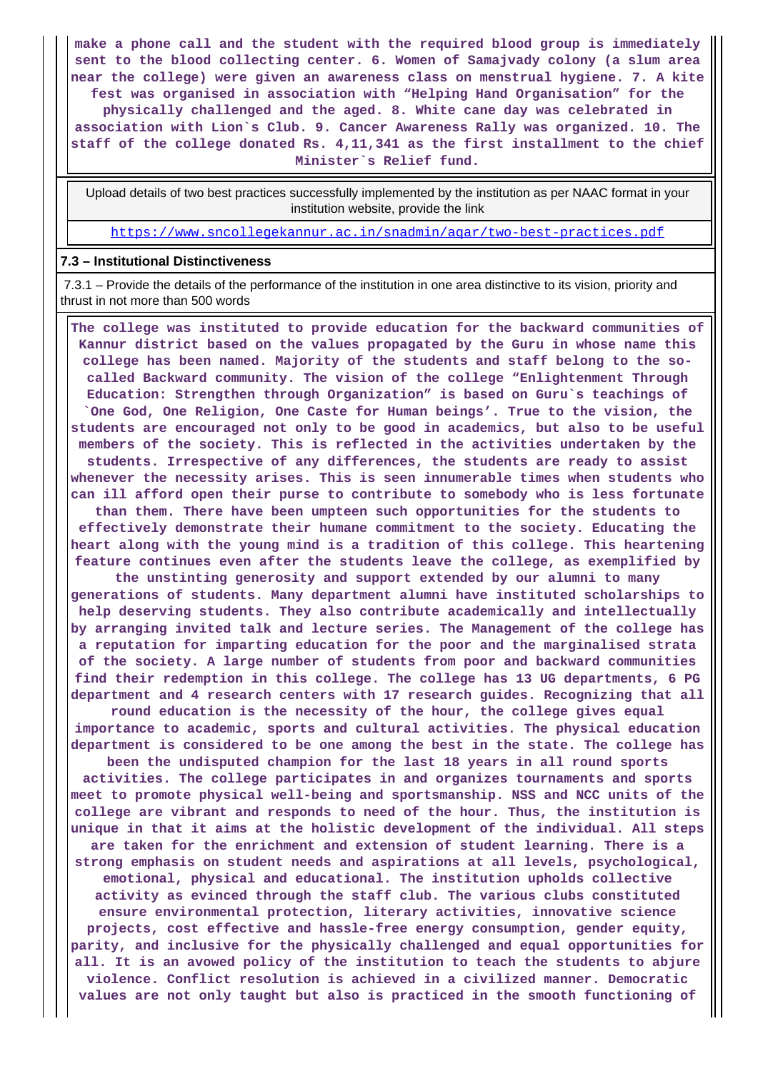**make a phone call and the student with the required blood group is immediately sent to the blood collecting center. 6. Women of Samajvady colony (a slum area near the college) were given an awareness class on menstrual hygiene. 7. A kite fest was organised in association with "Helping Hand Organisation" for the physically challenged and the aged. 8. White cane day was celebrated in association with Lion`s Club. 9. Cancer Awareness Rally was organized. 10. The staff of the college donated Rs. 4,11,341 as the first installment to the chief Minister`s Relief fund.**

| Upload details of two best practices successfully implemented by the institution as per NAAC format in your institution website, provide the link |
|---|
| https://www.sncollegekannur.ac.in/snadmin/aqar/two-best-practices.pdf |

**7.3 – Institutional Distinctiveness**

7.3.1 – Provide the details of the performance of the institution in one area distinctive to its vision, priority and thrust in not more than 500 words

**The college was instituted to provide education for the backward communities of Kannur district based on the values propagated by the Guru in whose name this college has been named. Majority of the students and staff belong to the so-called Backward community. The vision of the college "Enlightenment Through Education: Strengthen through Organization" is based on Guru`s teachings of `One God, One Religion, One Caste for Human beings'. True to the vision, the students are encouraged not only to be good in academics, but also to be useful members of the society. This is reflected in the activities undertaken by the students. Irrespective of any differences, the students are ready to assist whenever the necessity arises. This is seen innumerable times when students who can ill afford open their purse to contribute to somebody who is less fortunate than them. There have been umpteen such opportunities for the students to effectively demonstrate their humane commitment to the society. Educating the heart along with the young mind is a tradition of this college. This heartening feature continues even after the students leave the college, as exemplified by the unstinting generosity and support extended by our alumni to many generations of students. Many department alumni have instituted scholarships to help deserving students. They also contribute academically and intellectually by arranging invited talk and lecture series. The Management of the college has a reputation for imparting education for the poor and the marginalised strata of the society. A large number of students from poor and backward communities find their redemption in this college. The college has 13 UG departments, 6 PG department and 4 research centers with 17 research guides. Recognizing that all round education is the necessity of the hour, the college gives equal importance to academic, sports and cultural activities. The physical education department is considered to be one among the best in the state. The college has been the undisputed champion for the last 18 years in all round sports activities. The college participates in and organizes tournaments and sports meet to promote physical well-being and sportsmanship. NSS and NCC units of the college are vibrant and responds to need of the hour. Thus, the institution is unique in that it aims at the holistic development of the individual. All steps are taken for the enrichment and extension of student learning. There is a strong emphasis on student needs and aspirations at all levels, psychological, emotional, physical and educational. The institution upholds collective activity as evinced through the staff club. The various clubs constituted ensure environmental protection, literary activities, innovative science projects, cost effective and hassle-free energy consumption, gender equity, parity, and inclusive for the physically challenged and equal opportunities for all. It is an avowed policy of the institution to teach the students to abjure violence. Conflict resolution is achieved in a civilized manner. Democratic values are not only taught but also is practiced in the smooth functioning of**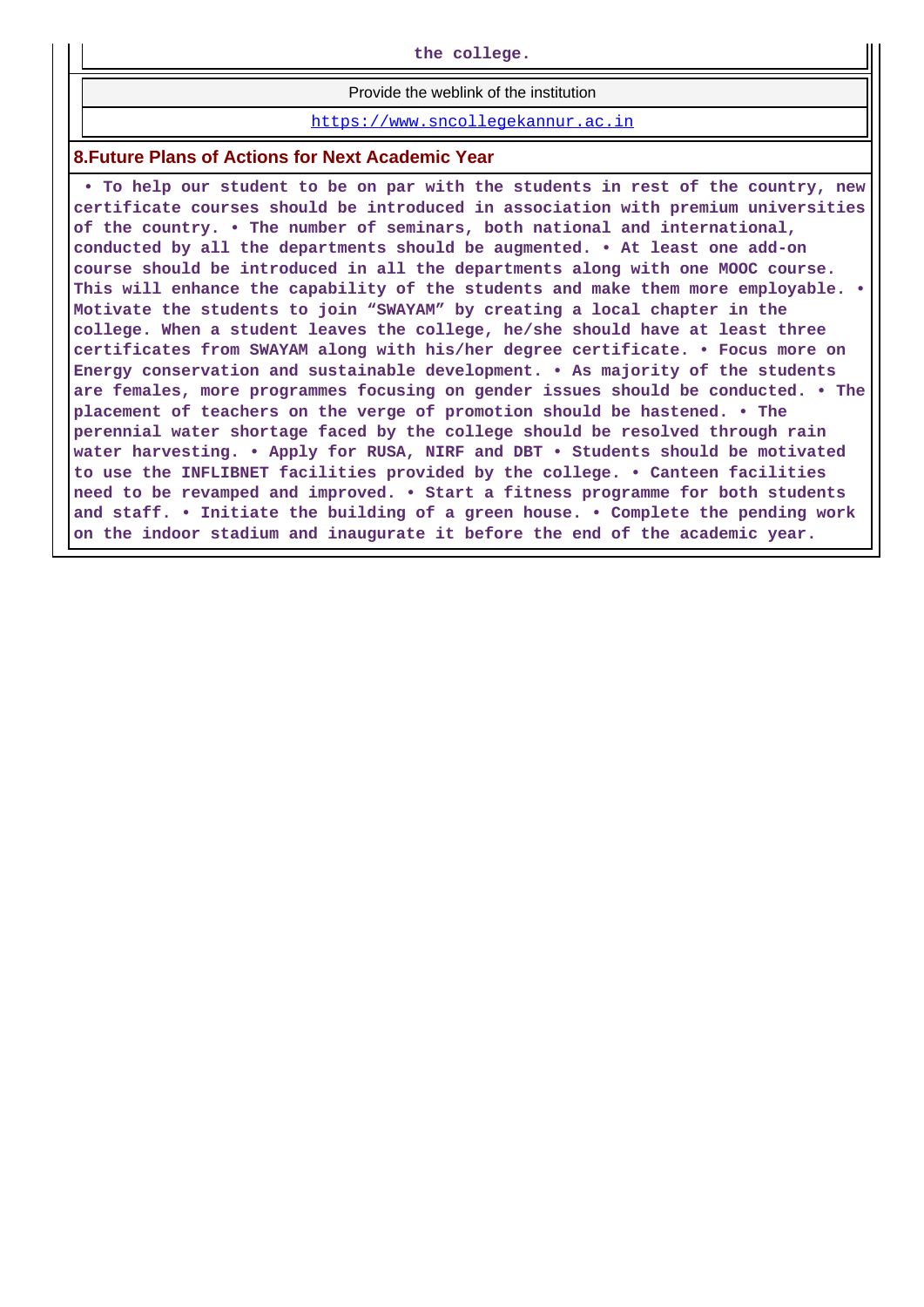**the college.**

| Provide the weblink of the institution |
|---|
| https://www.sncollegekannur.ac.in |

## 8.Future Plans of Actions for Next Academic Year

**• To help our student to be on par with the students in rest of the country, new certificate courses should be introduced in association with premium universities of the country. • The number of seminars, both national and international, conducted by all the departments should be augmented. • At least one add-on course should be introduced in all the departments along with one MOOC course. This will enhance the capability of the students and make them more employable. • Motivate the students to join "SWAYAM" by creating a local chapter in the college. When a student leaves the college, he/she should have at least three certificates from SWAYAM along with his/her degree certificate. • Focus more on Energy conservation and sustainable development. • As majority of the students are females, more programmes focusing on gender issues should be conducted. • The placement of teachers on the verge of promotion should be hastened. • The perennial water shortage faced by the college should be resolved through rain water harvesting. • Apply for RUSA, NIRF and DBT • Students should be motivated to use the INFLIBNET facilities provided by the college. • Canteen facilities need to be revamped and improved. • Start a fitness programme for both students and staff. • Initiate the building of a green house. • Complete the pending work on the indoor stadium and inaugurate it before the end of the academic year.**